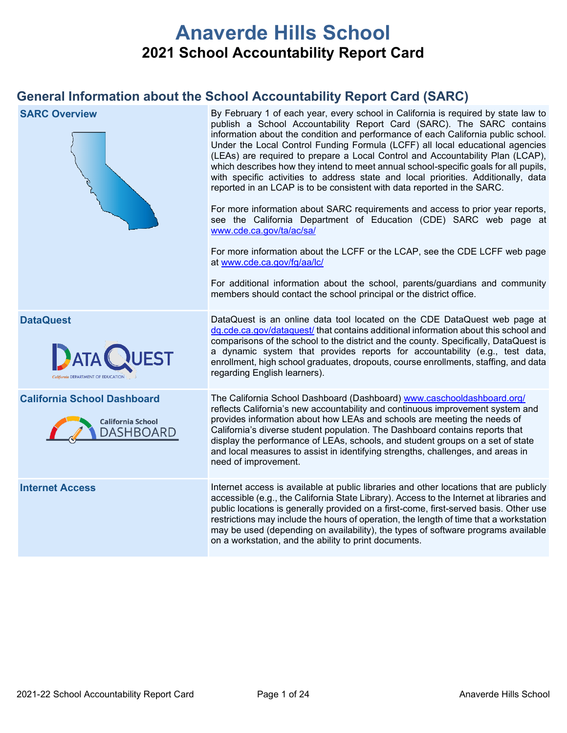# Anaverde Hills School

## 2021 School Accountability Report Card

## General Information about the School Accountability Report Card (SARC)

| | |
|---|---|
| **SARC Overview** | By February 1 of each year, every school in California is required by state law to publish a School Accountability Report Card (SARC). The SARC contains information about the condition and performance of each California public school. Under the Local Control Funding Formula (LCFF) all local educational agencies (LEAs) are required to prepare a Local Control and Accountability Plan (LCAP), which describes how they intend to meet annual school-specific goals for all pupils, with specific activities to address state and local priorities. Additionally, data reported in an LCAP is to be consistent with data reported in the SARC.<br><br>For more information about SARC requirements and access to prior year reports, see the California Department of Education (CDE) SARC web page at www.cde.ca.gov/ta/ac/sa/<br><br>For more information about the LCFF or the LCAP, see the CDE LCFF web page at www.cde.ca.gov/fg/aa/lc/<br><br>For additional information about the school, parents/guardians and community members should contact the school principal or the district office. |
| **DataQuest** | DataQuest is an online data tool located on the CDE DataQuest web page at dq.cde.ca.gov/dataquest/ that contains additional information about this school and comparisons of the school to the district and the county. Specifically, DataQuest is a dynamic system that provides reports for accountability (e.g., test data, enrollment, high school graduates, dropouts, course enrollments, staffing, and data regarding English learners). |
| **California School Dashboard** | The California School Dashboard (Dashboard) www.caschooldashboard.org/ reflects California's new accountability and continuous improvement system and provides information about how LEAs and schools are meeting the needs of California's diverse student population. The Dashboard contains reports that display the performance of LEAs, schools, and student groups on a set of state and local measures to assist in identifying strengths, challenges, and areas in need of improvement. |
| **Internet Access** | Internet access is available at public libraries and other locations that are publicly accessible (e.g., the California State Library). Access to the Internet at libraries and public locations is generally provided on a first-come, first-served basis. Other use restrictions may include the hours of operation, the length of time that a workstation may be used (depending on availability), the types of software programs available on a workstation, and the ability to print documents. |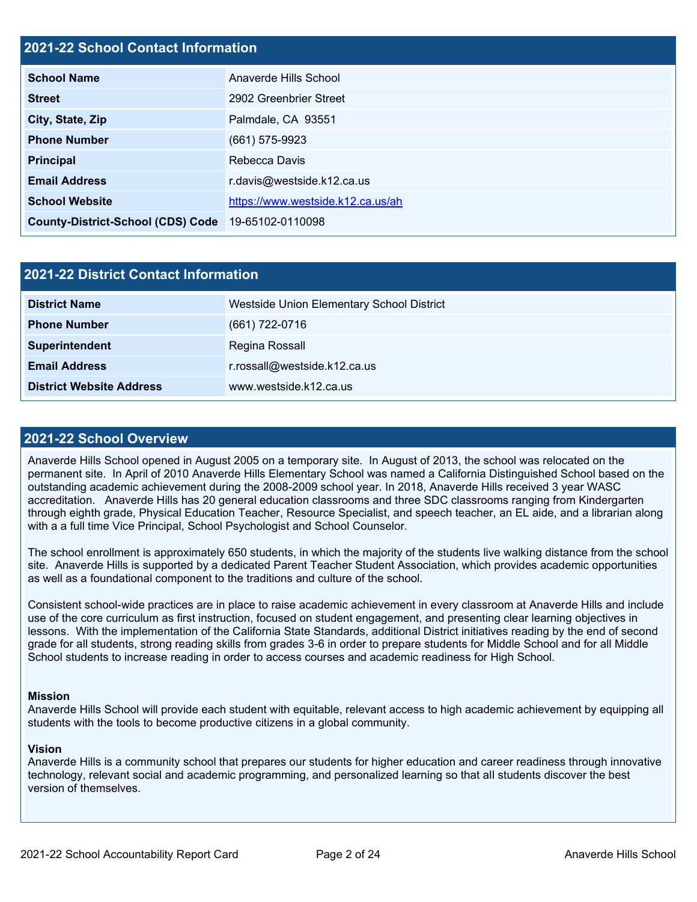## 2021-22 School Contact Information

| 2021-22 School Contact Information | |
|---|---|
| **School Name** | Anaverde Hills School |
| **Street** | 2902 Greenbrier Street |
| **City, State, Zip** | Palmdale, CA 93551 |
| **Phone Number** | (661) 575-9923 |
| **Principal** | Rebecca Davis |
| **Email Address** | r.davis@westside.k12.ca.us |
| **School Website** | https://www.westside.k12.ca.us/ah |
| **County-District-School (CDS) Code** | 19-65102-0110098 |

## 2021-22 District Contact Information

| 2021-22 District Contact Information | |
|---|---|
| **District Name** | Westside Union Elementary School District |
| **Phone Number** | (661) 722-0716 |
| **Superintendent** | Regina Rossall |
| **Email Address** | r.rossall@westside.k12.ca.us |
| **District Website Address** | www.westside.k12.ca.us |

## 2021-22 School Overview

Anaverde Hills School opened in August 2005 on a temporary site. In August of 2013, the school was relocated on the permanent site. In April of 2010 Anaverde Hills Elementary School was named a California Distinguished School based on the outstanding academic achievement during the 2008-2009 school year. In 2018, Anaverde Hills received 3 year WASC accreditation. Anaverde Hills has 20 general education classrooms and three SDC classrooms ranging from Kindergarten through eighth grade, Physical Education Teacher, Resource Specialist, and speech teacher, an EL aide, and a librarian along with a a full time Vice Principal, School Psychologist and School Counselor.

The school enrollment is approximately 650 students, in which the majority of the students live walking distance from the school site. Anaverde Hills is supported by a dedicated Parent Teacher Student Association, which provides academic opportunities as well as a foundational component to the traditions and culture of the school.

Consistent school-wide practices are in place to raise academic achievement in every classroom at Anaverde Hills and include use of the core curriculum as first instruction, focused on student engagement, and presenting clear learning objectives in lessons. With the implementation of the California State Standards, additional District initiatives reading by the end of second grade for all students, strong reading skills from grades 3-6 in order to prepare students for Middle School and for all Middle School students to increase reading in order to access courses and academic readiness for High School.

**Mission**
Anaverde Hills School will provide each student with equitable, relevant access to high academic achievement by equipping all students with the tools to become productive citizens in a global community.

**Vision**
Anaverde Hills is a community school that prepares our students for higher education and career readiness through innovative technology, relevant social and academic programming, and personalized learning so that all students discover the best version of themselves.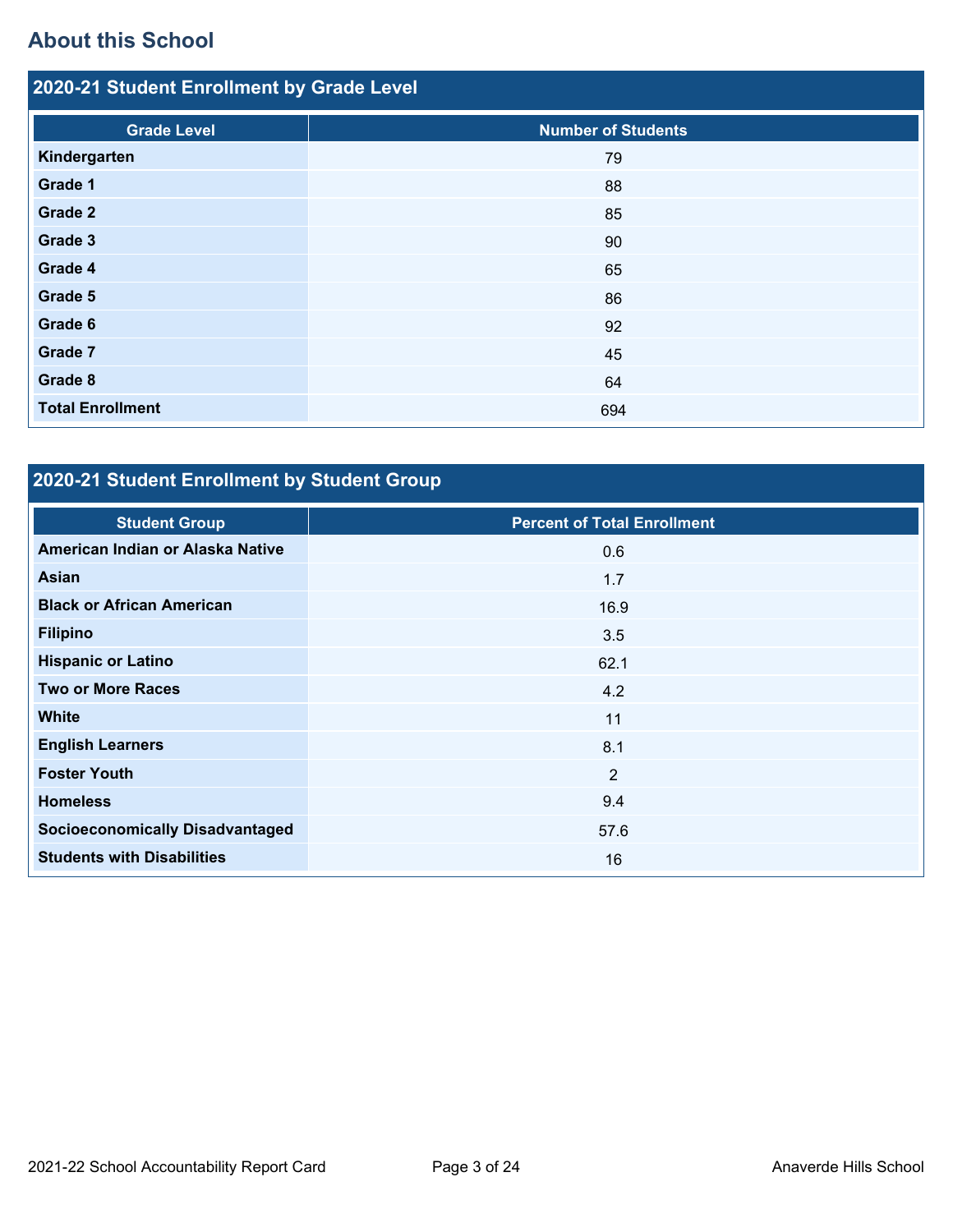## About this School

### 2020-21 Student Enrollment by Grade Level

| Grade Level | Number of Students |
|---|---|
| **Kindergarten** | 79 |
| **Grade 1** | 88 |
| **Grade 2** | 85 |
| **Grade 3** | 90 |
| **Grade 4** | 65 |
| **Grade 5** | 86 |
| **Grade 6** | 92 |
| **Grade 7** | 45 |
| **Grade 8** | 64 |
| **Total Enrollment** | 694 |

### 2020-21 Student Enrollment by Student Group

| Student Group | Percent of Total Enrollment |
|---|---|
| **American Indian or Alaska Native** | 0.6 |
| **Asian** | 1.7 |
| **Black or African American** | 16.9 |
| **Filipino** | 3.5 |
| **Hispanic or Latino** | 62.1 |
| **Two or More Races** | 4.2 |
| **White** | 11 |
| **English Learners** | 8.1 |
| **Foster Youth** | 2 |
| **Homeless** | 9.4 |
| **Socioeconomically Disadvantaged** | 57.6 |
| **Students with Disabilities** | 16 |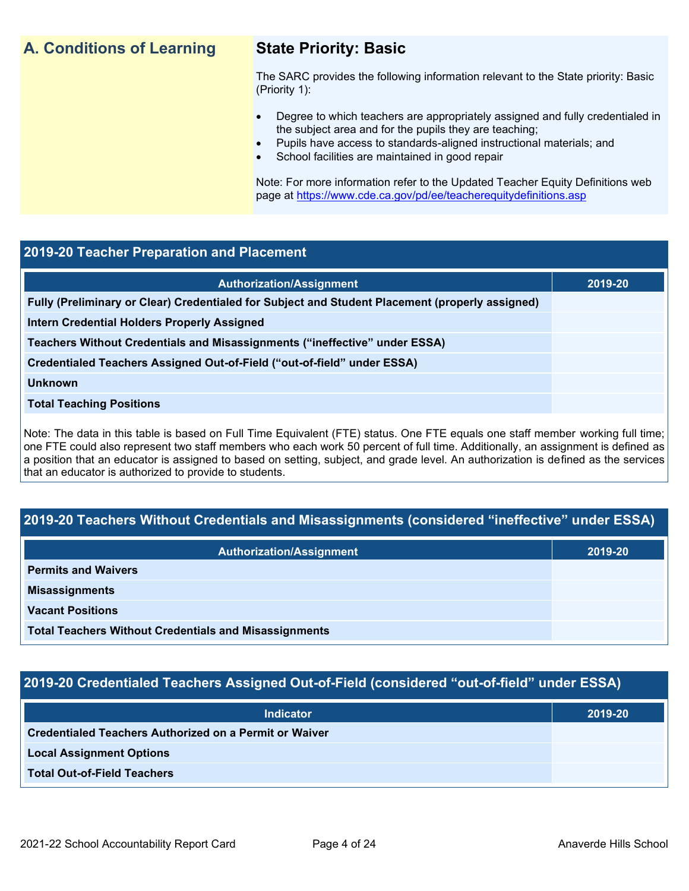## A. Conditions of Learning

### State Priority: Basic

The SARC provides the following information relevant to the State priority: Basic (Priority 1):

- Degree to which teachers are appropriately assigned and fully credentialed in the subject area and for the pupils they are teaching;
- Pupils have access to standards-aligned instructional materials; and
- School facilities are maintained in good repair

Note: For more information refer to the Updated Teacher Equity Definitions web page at https://www.cde.ca.gov/pd/ee/teacherequitydefinitions.asp

### 2019-20 Teacher Preparation and Placement

| Authorization/Assignment | 2019-20 |
|---|---|
| Fully (Preliminary or Clear) Credentialed for Subject and Student Placement (properly assigned) | |
| Intern Credential Holders Properly Assigned | |
| Teachers Without Credentials and Misassignments ("ineffective" under ESSA) | |
| Credentialed Teachers Assigned Out-of-Field ("out-of-field" under ESSA) | |
| Unknown | |
| Total Teaching Positions | |

Note: The data in this table is based on Full Time Equivalent (FTE) status. One FTE equals one staff member working full time; one FTE could also represent two staff members who each work 50 percent of full time. Additionally, an assignment is defined as a position that an educator is assigned to based on setting, subject, and grade level. An authorization is defined as the services that an educator is authorized to provide to students.

### 2019-20 Teachers Without Credentials and Misassignments (considered "ineffective" under ESSA)

| Authorization/Assignment | 2019-20 |
|---|---|
| Permits and Waivers | |
| Misassignments | |
| Vacant Positions | |
| Total Teachers Without Credentials and Misassignments | |

### 2019-20 Credentialed Teachers Assigned Out-of-Field (considered "out-of-field" under ESSA)

| Indicator | 2019-20 |
|---|---|
| Credentialed Teachers Authorized on a Permit or Waiver | |
| Local Assignment Options | |
| Total Out-of-Field Teachers | |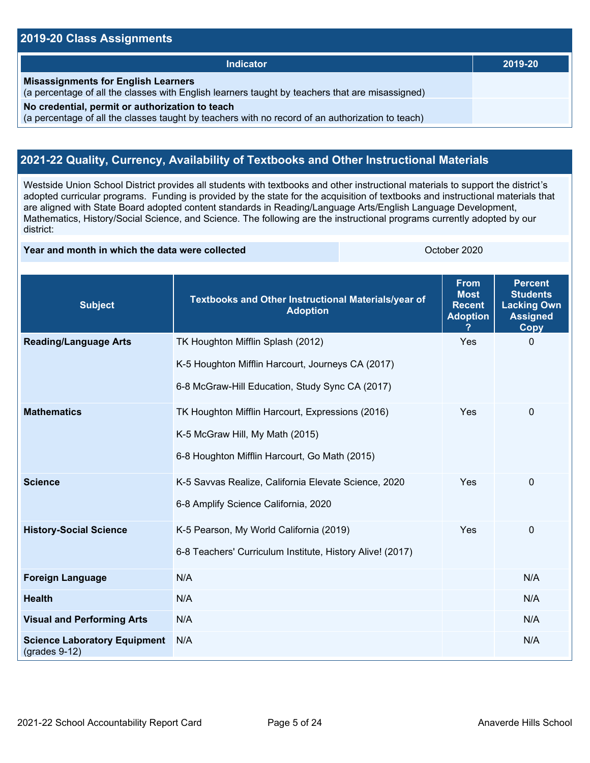## 2019-20 Class Assignments

| Indicator | 2019-20 |
| --- | --- |
| **Misassignments for English Learners** (a percentage of all the classes with English learners taught by teachers that are misassigned) | |
| **No credential, permit or authorization to teach** (a percentage of all the classes taught by teachers with no record of an authorization to teach) | |

## 2021-22 Quality, Currency, Availability of Textbooks and Other Instructional Materials

Westside Union School District provides all students with textbooks and other instructional materials to support the district's adopted curricular programs. Funding is provided by the state for the acquisition of textbooks and instructional materials that are aligned with State Board adopted content standards in Reading/Language Arts/English Language Development, Mathematics, History/Social Science, and Science. The following are the instructional programs currently adopted by our district:

| Year and month in which the data were collected | October 2020 |
| --- | --- |

| Subject | Textbooks and Other Instructional Materials/year of Adoption | From Most Recent Adoption ? | Percent Students Lacking Own Assigned Copy |
| --- | --- | --- | --- |
| **Reading/Language Arts** | TK Houghton Mifflin Splash (2012)<br>K-5 Houghton Mifflin Harcourt, Journeys CA (2017)<br>6-8 McGraw-Hill Education, Study Sync CA (2017) | Yes | 0 |
| **Mathematics** | TK Houghton Mifflin Harcourt, Expressions (2016)<br>K-5 McGraw Hill, My Math (2015)<br>6-8 Houghton Mifflin Harcourt, Go Math (2015) | Yes | 0 |
| **Science** | K-5 Savvas Realize, California Elevate Science, 2020<br>6-8 Amplify Science California, 2020 | Yes | 0 |
| **History-Social Science** | K-5 Pearson, My World California (2019)<br>6-8 Teachers' Curriculum Institute, History Alive! (2017) | Yes | 0 |
| **Foreign Language** | N/A | | N/A |
| **Health** | N/A | | N/A |
| **Visual and Performing Arts** | N/A | | N/A |
| **Science Laboratory Equipment** (grades 9-12) | N/A | | N/A |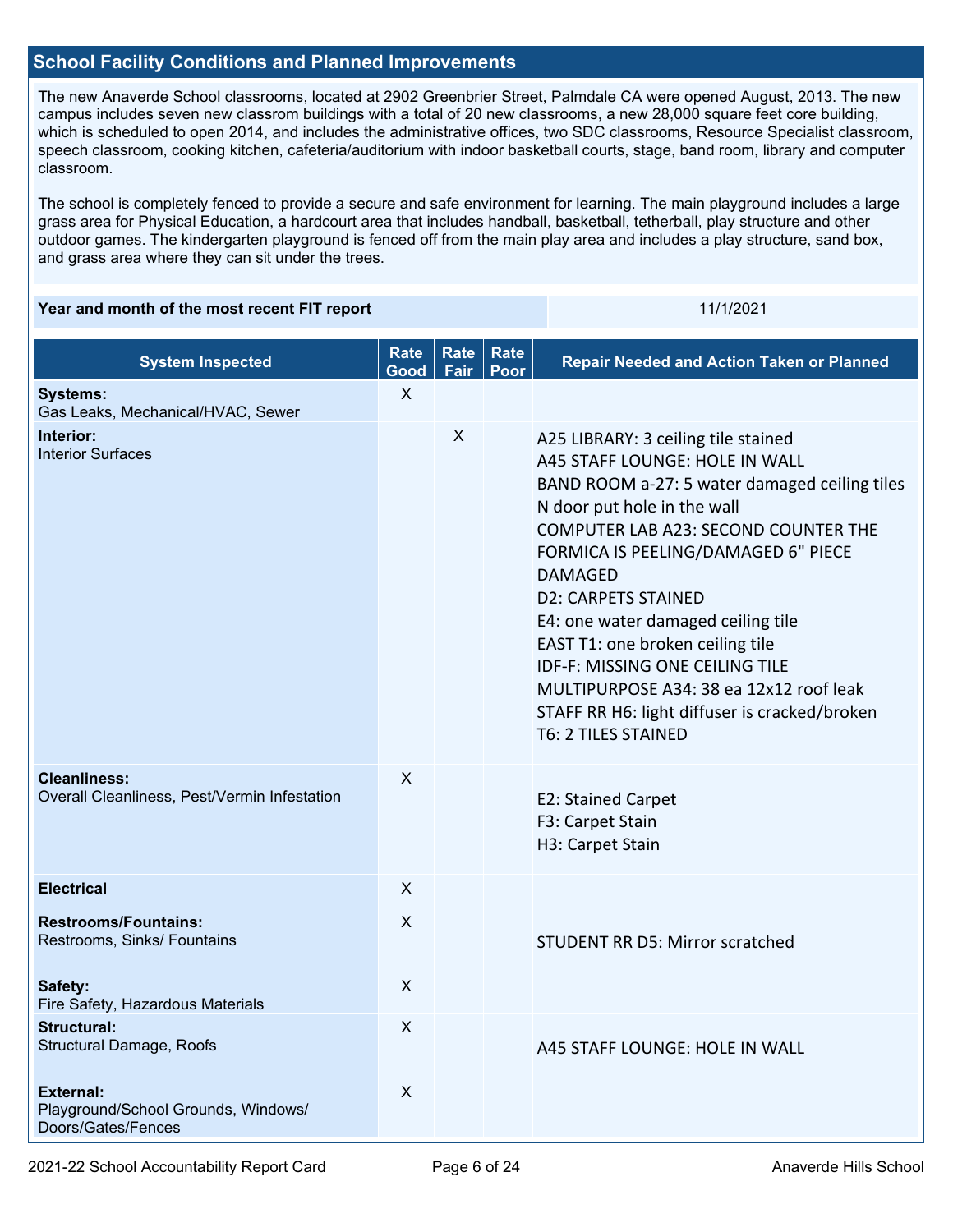## School Facility Conditions and Planned Improvements

The new Anaverde School classrooms, located at 2902 Greenbrier Street, Palmdale CA were opened August, 2013. The new campus includes seven new classrom buildings with a total of 20 new classrooms, a new 28,000 square feet core building, which is scheduled to open 2014, and includes the administrative offices, two SDC classrooms, Resource Specialist classroom, speech classroom, cooking kitchen, cafeteria/auditorium with indoor basketball courts, stage, band room, library and computer classroom.

The school is completely fenced to provide a secure and safe environment for learning. The main playground includes a large grass area for Physical Education, a hardcourt area that includes handball, basketball, tetherball, play structure and other outdoor games. The kindergarten playground is fenced off from the main play area and includes a play structure, sand box, and grass area where they can sit under the trees.

| Year and month of the most recent FIT report | 11/1/2021 |
| --- | --- |

| System Inspected | Rate Good | Rate Fair | Rate Poor | Repair Needed and Action Taken or Planned |
| --- | --- | --- | --- | --- |
| **Systems:** Gas Leaks, Mechanical/HVAC, Sewer | X | | | |
| **Interior:** Interior Surfaces | | X | | A25 LIBRARY: 3 ceiling tile stained<br>A45 STAFF LOUNGE: HOLE IN WALL<br>BAND ROOM a-27: 5 water damaged ceiling tiles N door put hole in the wall<br>COMPUTER LAB A23: SECOND COUNTER THE FORMICA IS PEELING/DAMAGED 6" PIECE DAMAGED<br>D2: CARPETS STAINED<br>E4: one water damaged ceiling tile<br>EAST T1: one broken ceiling tile<br>IDF-F: MISSING ONE CEILING TILE<br>MULTIPURPOSE A34: 38 ea 12x12 roof leak<br>STAFF RR H6: light diffuser is cracked/broken<br>T6: 2 TILES STAINED |
| **Cleanliness:** Overall Cleanliness, Pest/Vermin Infestation | X | | | E2: Stained Carpet<br>F3: Carpet Stain<br>H3: Carpet Stain |
| **Electrical** | X | | | |
| **Restrooms/Fountains:** Restrooms, Sinks/ Fountains | X | | | STUDENT RR D5: Mirror scratched |
| **Safety:** Fire Safety, Hazardous Materials | X | | | |
| **Structural:** Structural Damage, Roofs | X | | | A45 STAFF LOUNGE: HOLE IN WALL |
| **External:** Playground/School Grounds, Windows/ Doors/Gates/Fences | X | | | |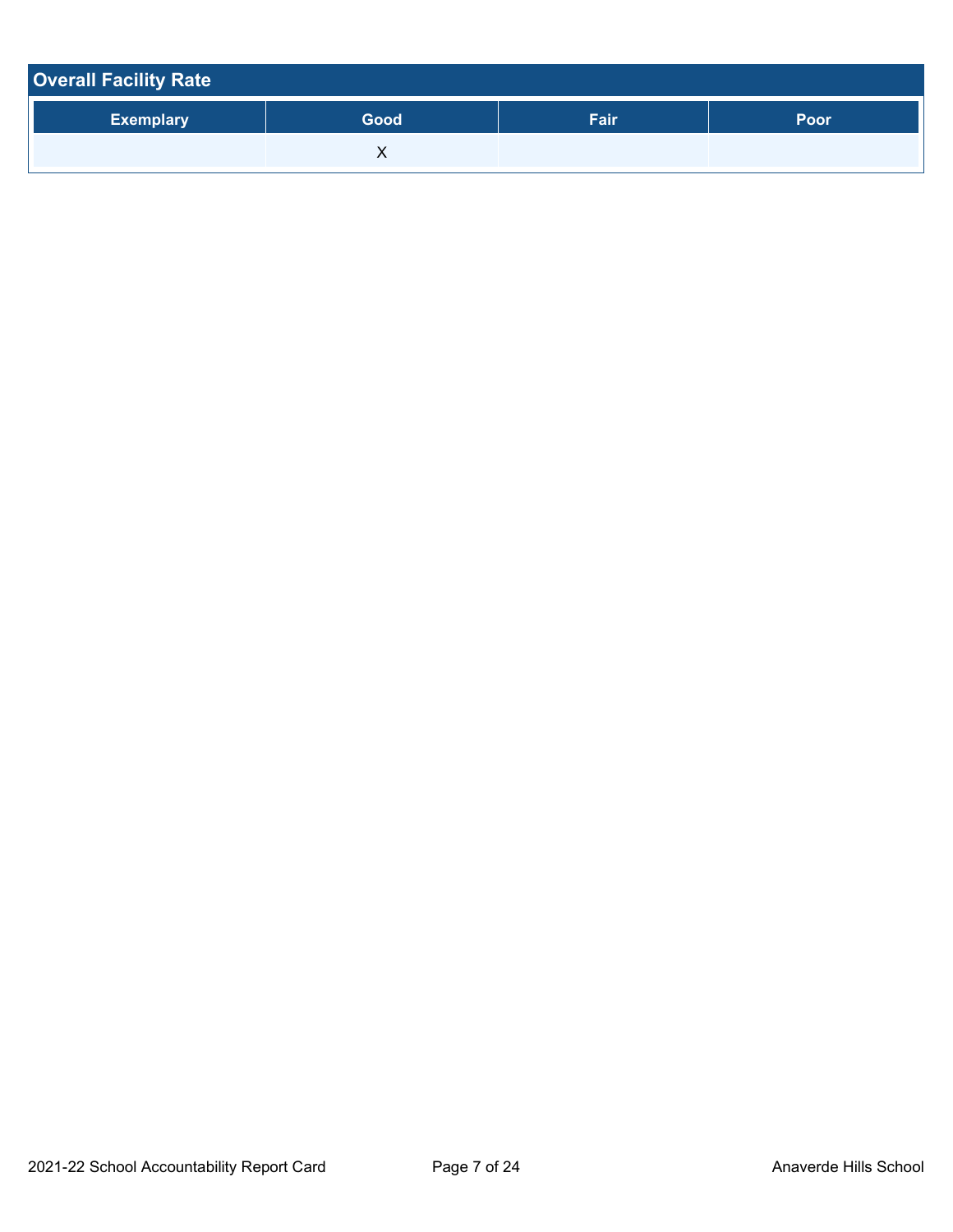## Overall Facility Rate

| Exemplary | Good | Fair | Poor |
|---|---|---|---|
| | X | | |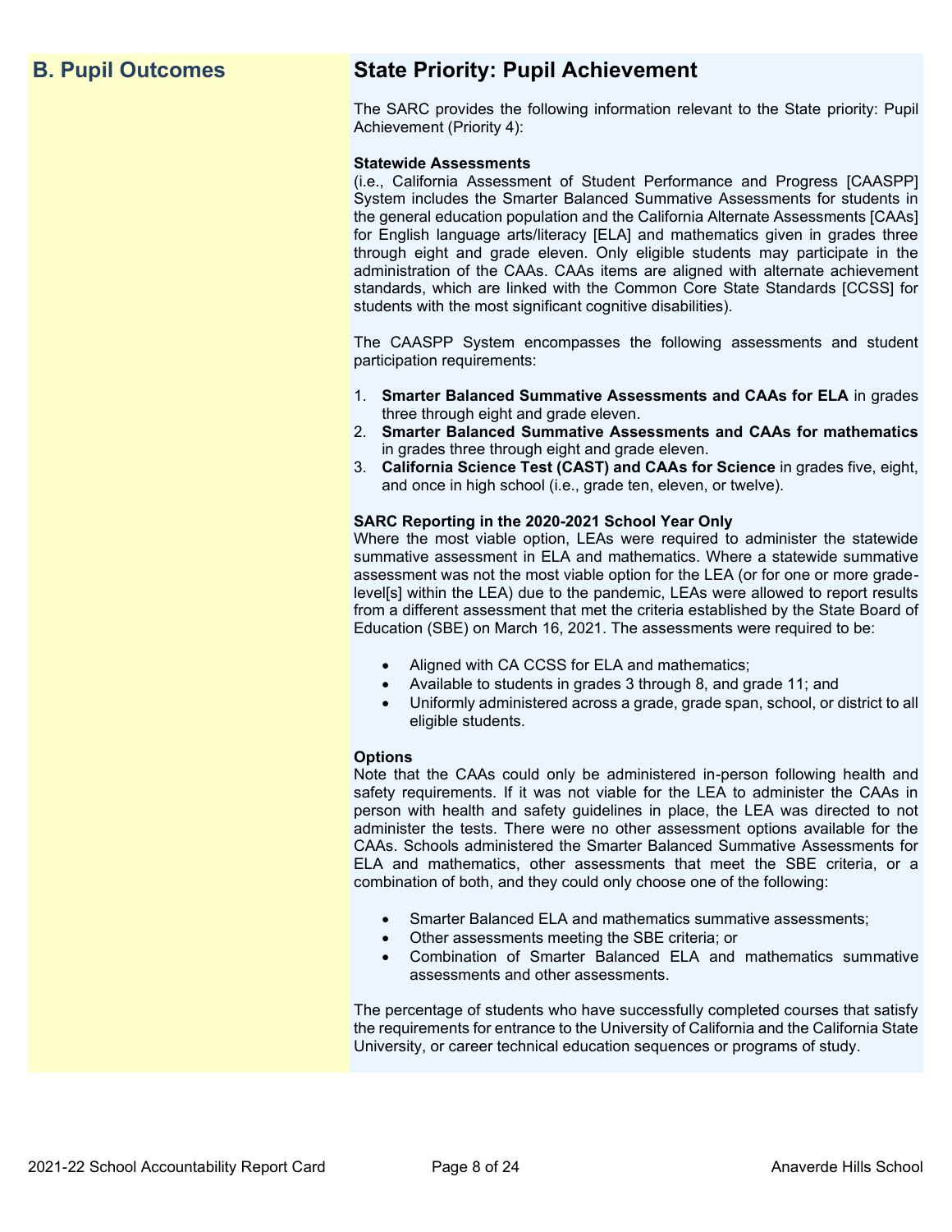## B. Pupil Outcomes

## State Priority: Pupil Achievement

The SARC provides the following information relevant to the State priority: Pupil Achievement (Priority 4):

**Statewide Assessments**
(i.e., California Assessment of Student Performance and Progress [CAASPP] System includes the Smarter Balanced Summative Assessments for students in the general education population and the California Alternate Assessments [CAAs] for English language arts/literacy [ELA] and mathematics given in grades three through eight and grade eleven. Only eligible students may participate in the administration of the CAAs. CAAs items are aligned with alternate achievement standards, which are linked with the Common Core State Standards [CCSS] for students with the most significant cognitive disabilities).

The CAASPP System encompasses the following assessments and student participation requirements:

1. **Smarter Balanced Summative Assessments and CAAs for ELA** in grades three through eight and grade eleven.
2. **Smarter Balanced Summative Assessments and CAAs for mathematics** in grades three through eight and grade eleven.
3. **California Science Test (CAST) and CAAs for Science** in grades five, eight, and once in high school (i.e., grade ten, eleven, or twelve).

**SARC Reporting in the 2020-2021 School Year Only**
Where the most viable option, LEAs were required to administer the statewide summative assessment in ELA and mathematics. Where a statewide summative assessment was not the most viable option for the LEA (or for one or more grade-level[s] within the LEA) due to the pandemic, LEAs were allowed to report results from a different assessment that met the criteria established by the State Board of Education (SBE) on March 16, 2021. The assessments were required to be:

- Aligned with CA CCSS for ELA and mathematics;
- Available to students in grades 3 through 8, and grade 11; and
- Uniformly administered across a grade, grade span, school, or district to all eligible students.

**Options**
Note that the CAAs could only be administered in-person following health and safety requirements. If it was not viable for the LEA to administer the CAAs in person with health and safety guidelines in place, the LEA was directed to not administer the tests. There were no other assessment options available for the CAAs. Schools administered the Smarter Balanced Summative Assessments for ELA and mathematics, other assessments that meet the SBE criteria, or a combination of both, and they could only choose one of the following:

- Smarter Balanced ELA and mathematics summative assessments;
- Other assessments meeting the SBE criteria; or
- Combination of Smarter Balanced ELA and mathematics summative assessments and other assessments.

The percentage of students who have successfully completed courses that satisfy the requirements for entrance to the University of California and the California State University, or career technical education sequences or programs of study.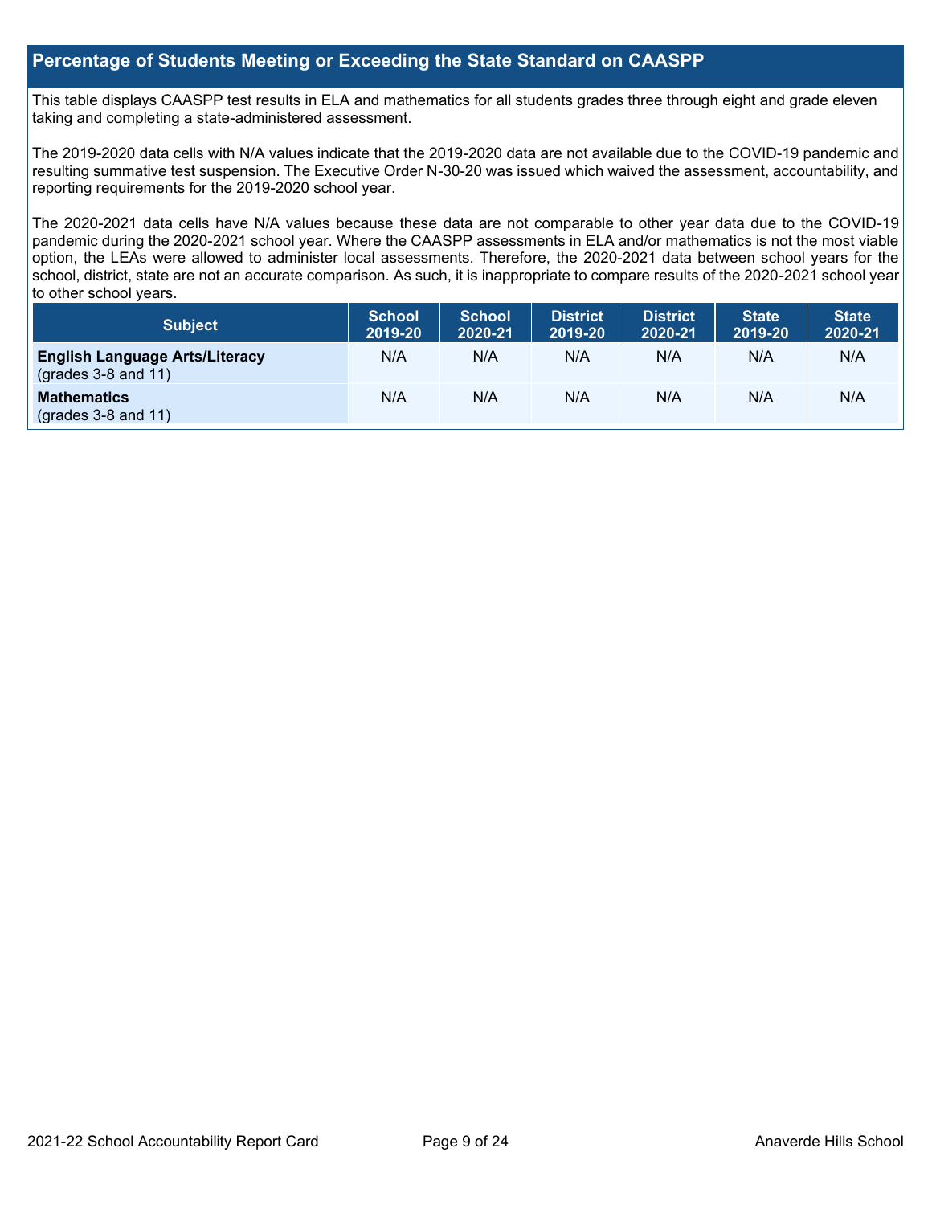## Percentage of Students Meeting or Exceeding the State Standard on CAASPP

This table displays CAASPP test results in ELA and mathematics for all students grades three through eight and grade eleven taking and completing a state-administered assessment.

The 2019-2020 data cells with N/A values indicate that the 2019-2020 data are not available due to the COVID-19 pandemic and resulting summative test suspension. The Executive Order N-30-20 was issued which waived the assessment, accountability, and reporting requirements for the 2019-2020 school year.

The 2020-2021 data cells have N/A values because these data are not comparable to other year data due to the COVID-19 pandemic during the 2020-2021 school year. Where the CAASPP assessments in ELA and/or mathematics is not the most viable option, the LEAs were allowed to administer local assessments. Therefore, the 2020-2021 data between school years for the school, district, state are not an accurate comparison. As such, it is inappropriate to compare results of the 2020-2021 school year to other school years.

| Subject | School 2019-20 | School 2020-21 | District 2019-20 | District 2020-21 | State 2019-20 | State 2020-21 |
|---|---|---|---|---|---|---|
| **English Language Arts/Literacy** (grades 3-8 and 11) | N/A | N/A | N/A | N/A | N/A | N/A |
| **Mathematics** (grades 3-8 and 11) | N/A | N/A | N/A | N/A | N/A | N/A |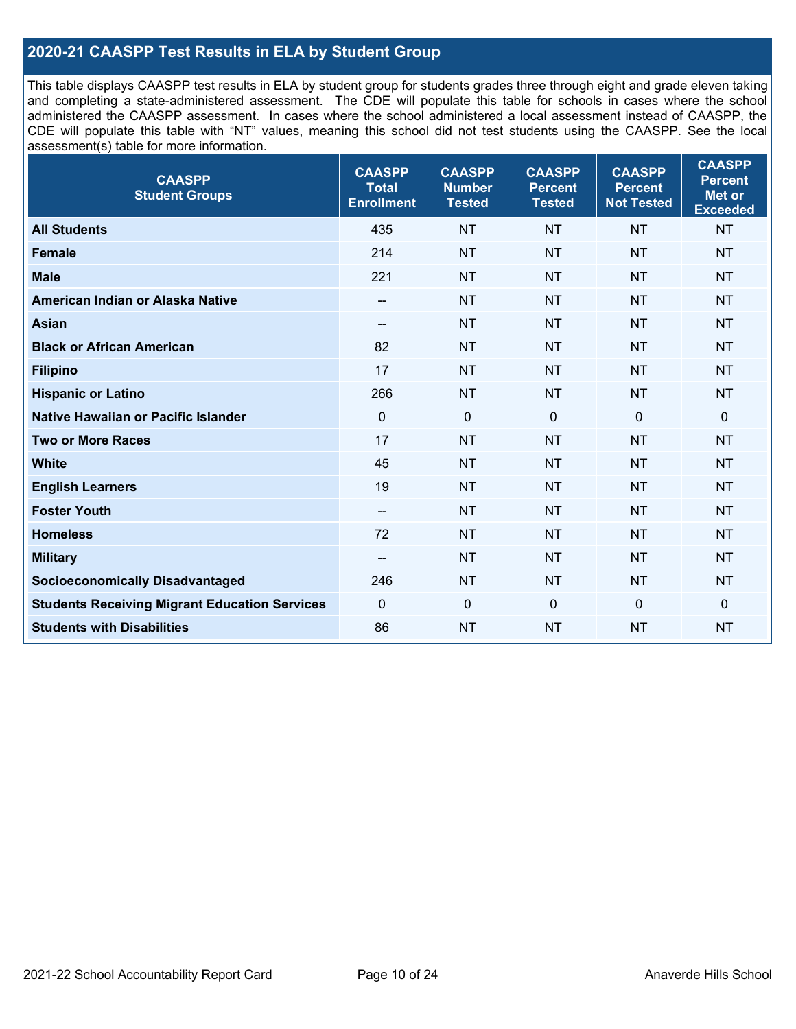## 2020-21 CAASPP Test Results in ELA by Student Group

This table displays CAASPP test results in ELA by student group for students grades three through eight and grade eleven taking and completing a state-administered assessment. The CDE will populate this table for schools in cases where the school administered the CAASPP assessment. In cases where the school administered a local assessment instead of CAASPP, the CDE will populate this table with "NT" values, meaning this school did not test students using the CAASPP. See the local assessment(s) table for more information.

| CAASPP Student Groups | CAASPP Total Enrollment | CAASPP Number Tested | CAASPP Percent Tested | CAASPP Percent Not Tested | CAASPP Percent Met or Exceeded |
|---|---|---|---|---|---|
| **All Students** | 435 | NT | NT | NT | NT |
| **Female** | 214 | NT | NT | NT | NT |
| **Male** | 221 | NT | NT | NT | NT |
| **American Indian or Alaska Native** | -- | NT | NT | NT | NT |
| **Asian** | -- | NT | NT | NT | NT |
| **Black or African American** | 82 | NT | NT | NT | NT |
| **Filipino** | 17 | NT | NT | NT | NT |
| **Hispanic or Latino** | 266 | NT | NT | NT | NT |
| **Native Hawaiian or Pacific Islander** | 0 | 0 | 0 | 0 | 0 |
| **Two or More Races** | 17 | NT | NT | NT | NT |
| **White** | 45 | NT | NT | NT | NT |
| **English Learners** | 19 | NT | NT | NT | NT |
| **Foster Youth** | -- | NT | NT | NT | NT |
| **Homeless** | 72 | NT | NT | NT | NT |
| **Military** | -- | NT | NT | NT | NT |
| **Socioeconomically Disadvantaged** | 246 | NT | NT | NT | NT |
| **Students Receiving Migrant Education Services** | 0 | 0 | 0 | 0 | 0 |
| **Students with Disabilities** | 86 | NT | NT | NT | NT |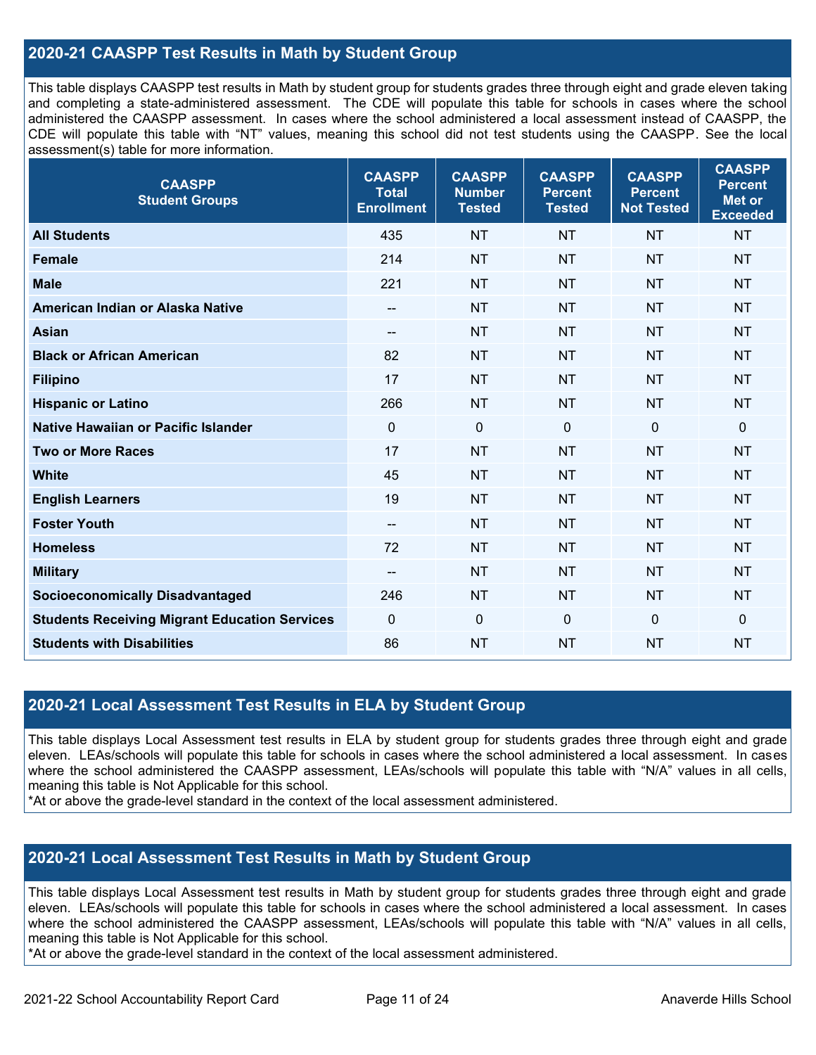## 2020-21 CAASPP Test Results in Math by Student Group

This table displays CAASPP test results in Math by student group for students grades three through eight and grade eleven taking and completing a state-administered assessment. The CDE will populate this table for schools in cases where the school administered the CAASPP assessment. In cases where the school administered a local assessment instead of CAASPP, the CDE will populate this table with "NT" values, meaning this school did not test students using the CAASPP. See the local assessment(s) table for more information.

| CAASPP Student Groups | CAASPP Total Enrollment | CAASPP Number Tested | CAASPP Percent Tested | CAASPP Percent Not Tested | CAASPP Percent Met or Exceeded |
|---|---|---|---|---|---|
| **All Students** | 435 | NT | NT | NT | NT |
| **Female** | 214 | NT | NT | NT | NT |
| **Male** | 221 | NT | NT | NT | NT |
| **American Indian or Alaska Native** | -- | NT | NT | NT | NT |
| **Asian** | -- | NT | NT | NT | NT |
| **Black or African American** | 82 | NT | NT | NT | NT |
| **Filipino** | 17 | NT | NT | NT | NT |
| **Hispanic or Latino** | 266 | NT | NT | NT | NT |
| **Native Hawaiian or Pacific Islander** | 0 | 0 | 0 | 0 | 0 |
| **Two or More Races** | 17 | NT | NT | NT | NT |
| **White** | 45 | NT | NT | NT | NT |
| **English Learners** | 19 | NT | NT | NT | NT |
| **Foster Youth** | -- | NT | NT | NT | NT |
| **Homeless** | 72 | NT | NT | NT | NT |
| **Military** | -- | NT | NT | NT | NT |
| **Socioeconomically Disadvantaged** | 246 | NT | NT | NT | NT |
| **Students Receiving Migrant Education Services** | 0 | 0 | 0 | 0 | 0 |
| **Students with Disabilities** | 86 | NT | NT | NT | NT |

## 2020-21 Local Assessment Test Results in ELA by Student Group

This table displays Local Assessment test results in ELA by student group for students grades three through eight and grade eleven. LEAs/schools will populate this table for schools in cases where the school administered a local assessment. In cases where the school administered the CAASPP assessment, LEAs/schools will populate this table with "N/A" values in all cells, meaning this table is Not Applicable for this school.

*At or above the grade-level standard in the context of the local assessment administered.

## 2020-21 Local Assessment Test Results in Math by Student Group

This table displays Local Assessment test results in Math by student group for students grades three through eight and grade eleven. LEAs/schools will populate this table for schools in cases where the school administered a local assessment. In cases where the school administered the CAASPP assessment, LEAs/schools will populate this table with "N/A" values in all cells, meaning this table is Not Applicable for this school.

*At or above the grade-level standard in the context of the local assessment administered.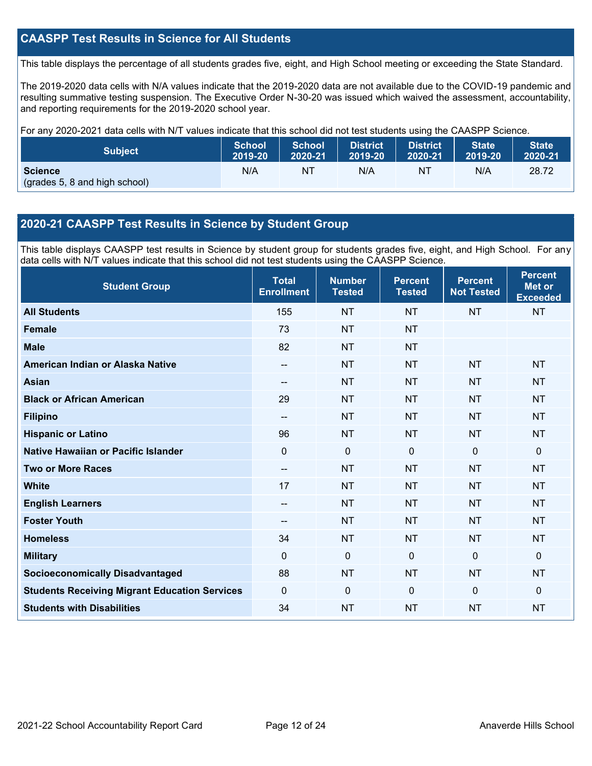## CAASPP Test Results in Science for All Students

This table displays the percentage of all students grades five, eight, and High School meeting or exceeding the State Standard.

The 2019-2020 data cells with N/A values indicate that the 2019-2020 data are not available due to the COVID-19 pandemic and resulting summative testing suspension. The Executive Order N-30-20 was issued which waived the assessment, accountability, and reporting requirements for the 2019-2020 school year.

For any 2020-2021 data cells with N/T values indicate that this school did not test students using the CAASPP Science.

| Subject | School 2019-20 | School 2020-21 | District 2019-20 | District 2020-21 | State 2019-20 | State 2020-21 |
|---|---|---|---|---|---|---|
| **Science** (grades 5, 8 and high school) | N/A | NT | N/A | NT | N/A | 28.72 |

## 2020-21 CAASPP Test Results in Science by Student Group

This table displays CAASPP test results in Science by student group for students grades five, eight, and High School. For any data cells with N/T values indicate that this school did not test students using the CAASPP Science.

| Student Group | Total Enrollment | Number Tested | Percent Tested | Percent Not Tested | Percent Met or Exceeded |
|---|---|---|---|---|---|
| **All Students** | 155 | NT | NT | NT | NT |
| **Female** | 73 | NT | NT | | |
| **Male** | 82 | NT | NT | | |
| **American Indian or Alaska Native** | -- | NT | NT | NT | NT |
| **Asian** | -- | NT | NT | NT | NT |
| **Black or African American** | 29 | NT | NT | NT | NT |
| **Filipino** | -- | NT | NT | NT | NT |
| **Hispanic or Latino** | 96 | NT | NT | NT | NT |
| **Native Hawaiian or Pacific Islander** | 0 | 0 | 0 | 0 | 0 |
| **Two or More Races** | -- | NT | NT | NT | NT |
| **White** | 17 | NT | NT | NT | NT |
| **English Learners** | -- | NT | NT | NT | NT |
| **Foster Youth** | -- | NT | NT | NT | NT |
| **Homeless** | 34 | NT | NT | NT | NT |
| **Military** | 0 | 0 | 0 | 0 | 0 |
| **Socioeconomically Disadvantaged** | 88 | NT | NT | NT | NT |
| **Students Receiving Migrant Education Services** | 0 | 0 | 0 | 0 | 0 |
| **Students with Disabilities** | 34 | NT | NT | NT | NT |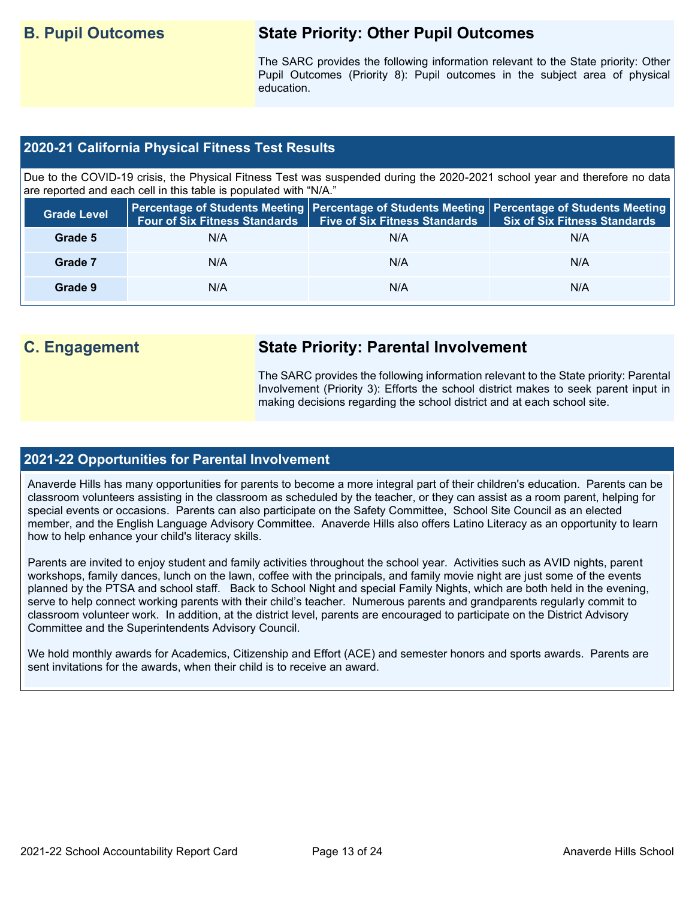## B. Pupil Outcomes

### State Priority: Other Pupil Outcomes

The SARC provides the following information relevant to the State priority: Other Pupil Outcomes (Priority 8): Pupil outcomes in the subject area of physical education.

### 2020-21 California Physical Fitness Test Results

Due to the COVID-19 crisis, the Physical Fitness Test was suspended during the 2020-2021 school year and therefore no data are reported and each cell in this table is populated with "N/A."

| Grade Level | Percentage of Students Meeting Four of Six Fitness Standards | Percentage of Students Meeting Five of Six Fitness Standards | Percentage of Students Meeting Six of Six Fitness Standards |
|---|---|---|---|
| Grade 5 | N/A | N/A | N/A |
| Grade 7 | N/A | N/A | N/A |
| Grade 9 | N/A | N/A | N/A |

## C. Engagement

### State Priority: Parental Involvement

The SARC provides the following information relevant to the State priority: Parental Involvement (Priority 3): Efforts the school district makes to seek parent input in making decisions regarding the school district and at each school site.

### 2021-22 Opportunities for Parental Involvement

Anaverde Hills has many opportunities for parents to become a more integral part of their children's education. Parents can be classroom volunteers assisting in the classroom as scheduled by the teacher, or they can assist as a room parent, helping for special events or occasions. Parents can also participate on the Safety Committee, School Site Council as an elected member, and the English Language Advisory Committee. Anaverde Hills also offers Latino Literacy as an opportunity to learn how to help enhance your child's literacy skills.

Parents are invited to enjoy student and family activities throughout the school year. Activities such as AVID nights, parent workshops, family dances, lunch on the lawn, coffee with the principals, and family movie night are just some of the events planned by the PTSA and school staff. Back to School Night and special Family Nights, which are both held in the evening, serve to help connect working parents with their child's teacher. Numerous parents and grandparents regularly commit to classroom volunteer work. In addition, at the district level, parents are encouraged to participate on the District Advisory Committee and the Superintendents Advisory Council.

We hold monthly awards for Academics, Citizenship and Effort (ACE) and semester honors and sports awards. Parents are sent invitations for the awards, when their child is to receive an award.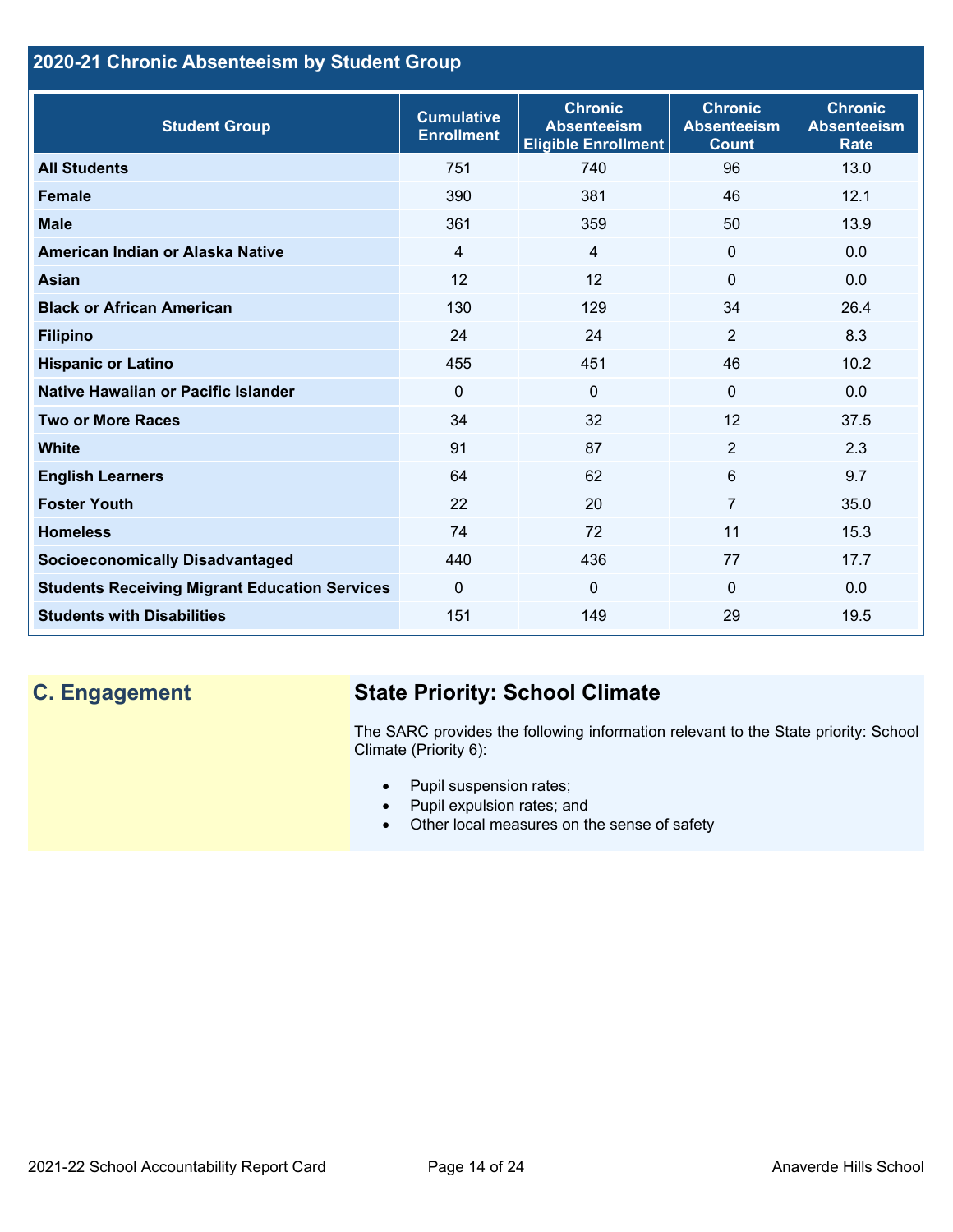## 2020-21 Chronic Absenteeism by Student Group

| Student Group | Cumulative Enrollment | Chronic Absenteeism Eligible Enrollment | Chronic Absenteeism Count | Chronic Absenteeism Rate |
|---|---|---|---|---|
| **All Students** | 751 | 740 | 96 | 13.0 |
| **Female** | 390 | 381 | 46 | 12.1 |
| **Male** | 361 | 359 | 50 | 13.9 |
| **American Indian or Alaska Native** | 4 | 4 | 0 | 0.0 |
| **Asian** | 12 | 12 | 0 | 0.0 |
| **Black or African American** | 130 | 129 | 34 | 26.4 |
| **Filipino** | 24 | 24 | 2 | 8.3 |
| **Hispanic or Latino** | 455 | 451 | 46 | 10.2 |
| **Native Hawaiian or Pacific Islander** | 0 | 0 | 0 | 0.0 |
| **Two or More Races** | 34 | 32 | 12 | 37.5 |
| **White** | 91 | 87 | 2 | 2.3 |
| **English Learners** | 64 | 62 | 6 | 9.7 |
| **Foster Youth** | 22 | 20 | 7 | 35.0 |
| **Homeless** | 74 | 72 | 11 | 15.3 |
| **Socioeconomically Disadvantaged** | 440 | 436 | 77 | 17.7 |
| **Students Receiving Migrant Education Services** | 0 | 0 | 0 | 0.0 |
| **Students with Disabilities** | 151 | 149 | 29 | 19.5 |

## C. Engagement

### State Priority: School Climate

The SARC provides the following information relevant to the State priority: School Climate (Priority 6):

- Pupil suspension rates;
- Pupil expulsion rates; and
- Other local measures on the sense of safety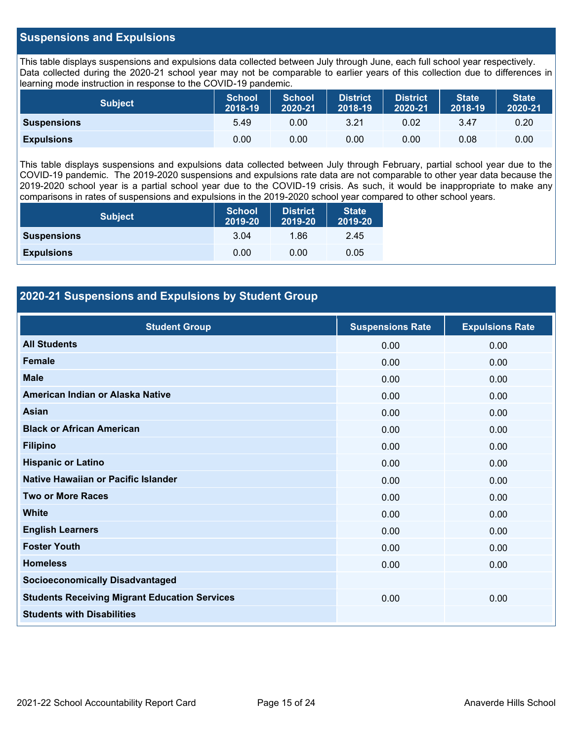## Suspensions and Expulsions

This table displays suspensions and expulsions data collected between July through June, each full school year respectively. Data collected during the 2020-21 school year may not be comparable to earlier years of this collection due to differences in learning mode instruction in response to the COVID-19 pandemic.

| Subject | School 2018-19 | School 2020-21 | District 2018-19 | District 2020-21 | State 2018-19 | State 2020-21 |
|---|---|---|---|---|---|---|
| **Suspensions** | 5.49 | 0.00 | 3.21 | 0.02 | 3.47 | 0.20 |
| **Expulsions** | 0.00 | 0.00 | 0.00 | 0.00 | 0.08 | 0.00 |

This table displays suspensions and expulsions data collected between July through February, partial school year due to the COVID-19 pandemic. The 2019-2020 suspensions and expulsions rate data are not comparable to other year data because the 2019-2020 school year is a partial school year due to the COVID-19 crisis. As such, it would be inappropriate to make any comparisons in rates of suspensions and expulsions in the 2019-2020 school year compared to other school years.

| Subject | School 2019-20 | District 2019-20 | State 2019-20 |
|---|---|---|---|
| **Suspensions** | 3.04 | 1.86 | 2.45 |
| **Expulsions** | 0.00 | 0.00 | 0.05 |

## 2020-21 Suspensions and Expulsions by Student Group

| Student Group | Suspensions Rate | Expulsions Rate |
|---|---|---|
| **All Students** | 0.00 | 0.00 |
| **Female** | 0.00 | 0.00 |
| **Male** | 0.00 | 0.00 |
| **American Indian or Alaska Native** | 0.00 | 0.00 |
| **Asian** | 0.00 | 0.00 |
| **Black or African American** | 0.00 | 0.00 |
| **Filipino** | 0.00 | 0.00 |
| **Hispanic or Latino** | 0.00 | 0.00 |
| **Native Hawaiian or Pacific Islander** | 0.00 | 0.00 |
| **Two or More Races** | 0.00 | 0.00 |
| **White** | 0.00 | 0.00 |
| **English Learners** | 0.00 | 0.00 |
| **Foster Youth** | 0.00 | 0.00 |
| **Homeless** | 0.00 | 0.00 |
| **Socioeconomically Disadvantaged** | | |
| **Students Receiving Migrant Education Services** | 0.00 | 0.00 |
| **Students with Disabilities** | | |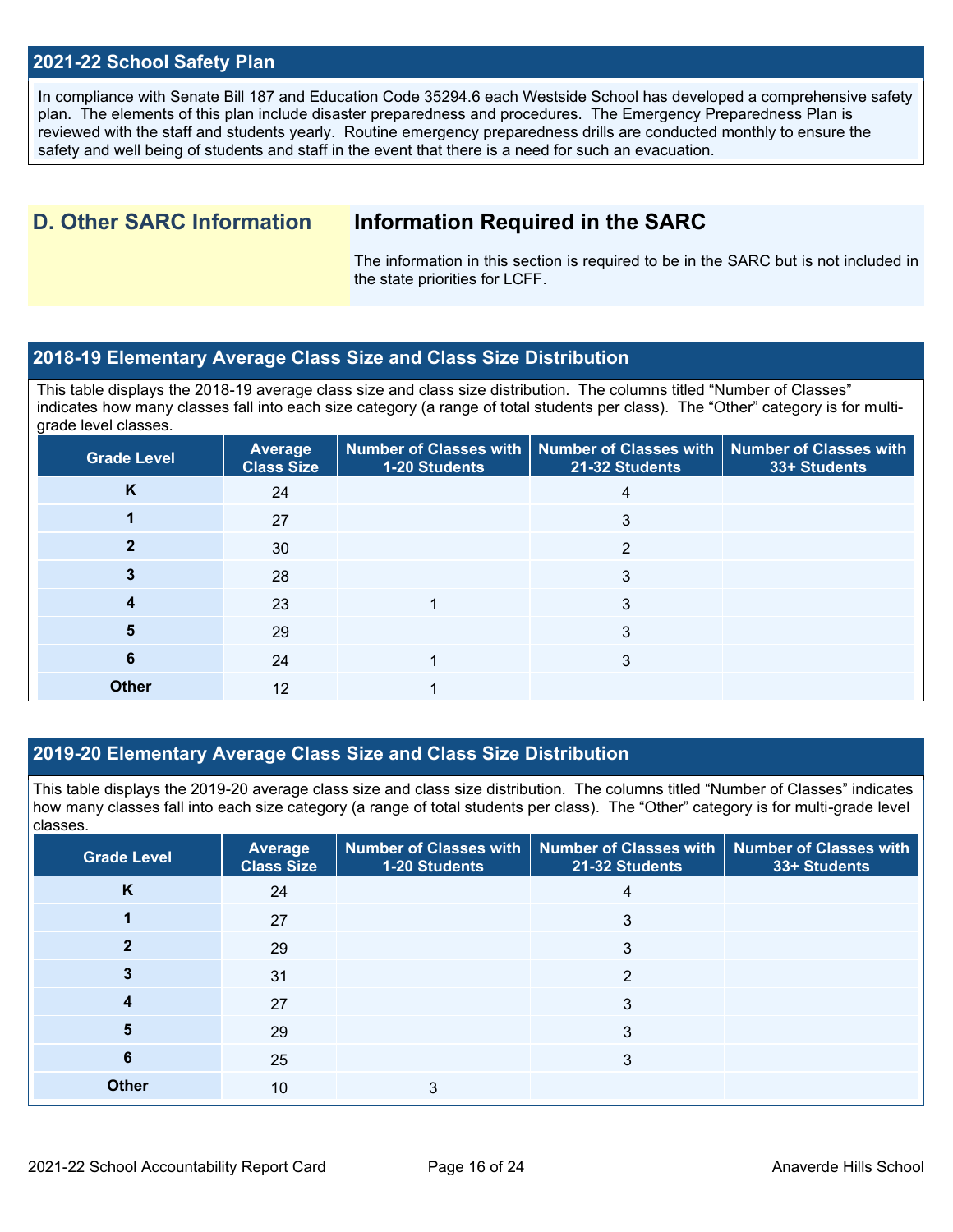## 2021-22 School Safety Plan

In compliance with Senate Bill 187 and Education Code 35294.6 each Westside School has developed a comprehensive safety plan. The elements of this plan include disaster preparedness and procedures. The Emergency Preparedness Plan is reviewed with the staff and students yearly. Routine emergency preparedness drills are conducted monthly to ensure the safety and well being of students and staff in the event that there is a need for such an evacuation.

## D. Other SARC Information

### Information Required in the SARC

The information in this section is required to be in the SARC but is not included in the state priorities for LCFF.

## 2018-19 Elementary Average Class Size and Class Size Distribution

This table displays the 2018-19 average class size and class size distribution. The columns titled "Number of Classes" indicates how many classes fall into each size category (a range of total students per class). The "Other" category is for multi-grade level classes.

| Grade Level | Average Class Size | Number of Classes with 1-20 Students | Number of Classes with 21-32 Students | Number of Classes with 33+ Students |
|---|---|---|---|---|
| K | 24 | | 4 | |
| 1 | 27 | | 3 | |
| 2 | 30 | | 2 | |
| 3 | 28 | | 3 | |
| 4 | 23 | 1 | 3 | |
| 5 | 29 | | 3 | |
| 6 | 24 | 1 | 3 | |
| Other | 12 | 1 | | |

## 2019-20 Elementary Average Class Size and Class Size Distribution

This table displays the 2019-20 average class size and class size distribution. The columns titled "Number of Classes" indicates how many classes fall into each size category (a range of total students per class). The "Other" category is for multi-grade level classes.

| Grade Level | Average Class Size | Number of Classes with 1-20 Students | Number of Classes with 21-32 Students | Number of Classes with 33+ Students |
|---|---|---|---|---|
| K | 24 | | 4 | |
| 1 | 27 | | 3 | |
| 2 | 29 | | 3 | |
| 3 | 31 | | 2 | |
| 4 | 27 | | 3 | |
| 5 | 29 | | 3 | |
| 6 | 25 | | 3 | |
| Other | 10 | 3 | | |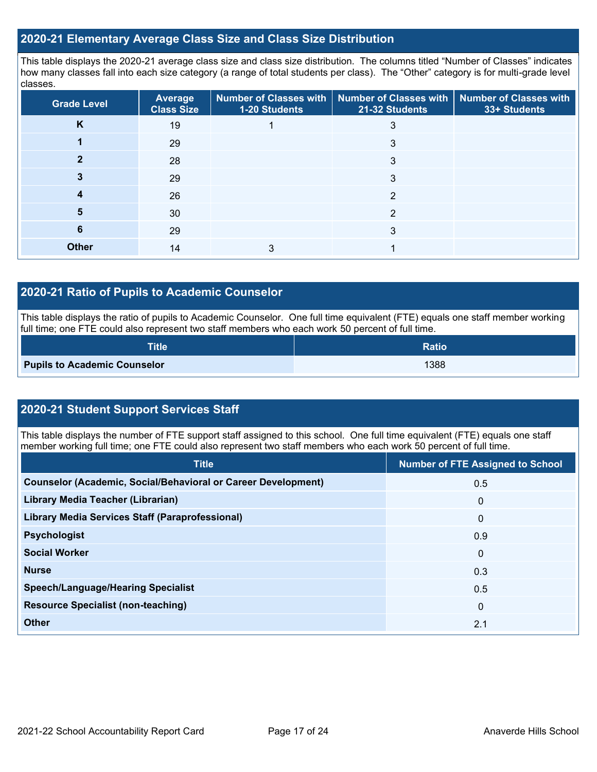## 2020-21 Elementary Average Class Size and Class Size Distribution

This table displays the 2020-21 average class size and class size distribution. The columns titled "Number of Classes" indicates how many classes fall into each size category (a range of total students per class). The "Other" category is for multi-grade level classes.

| Grade Level | Average Class Size | Number of Classes with 1-20 Students | Number of Classes with 21-32 Students | Number of Classes with 33+ Students |
|---|---|---|---|---|
| K | 19 | 1 | 3 | |
| 1 | 29 | | 3 | |
| 2 | 28 | | 3 | |
| 3 | 29 | | 3 | |
| 4 | 26 | | 2 | |
| 5 | 30 | | 2 | |
| 6 | 29 | | 3 | |
| Other | 14 | 3 | 1 | |

## 2020-21 Ratio of Pupils to Academic Counselor

This table displays the ratio of pupils to Academic Counselor. One full time equivalent (FTE) equals one staff member working full time; one FTE could also represent two staff members who each work 50 percent of full time.

| Title | Ratio |
|---|---|
| Pupils to Academic Counselor | 1388 |

## 2020-21 Student Support Services Staff

This table displays the number of FTE support staff assigned to this school. One full time equivalent (FTE) equals one staff member working full time; one FTE could also represent two staff members who each work 50 percent of full time.

| Title | Number of FTE Assigned to School |
|---|---|
| Counselor (Academic, Social/Behavioral or Career Development) | 0.5 |
| Library Media Teacher (Librarian) | 0 |
| Library Media Services Staff (Paraprofessional) | 0 |
| Psychologist | 0.9 |
| Social Worker | 0 |
| Nurse | 0.3 |
| Speech/Language/Hearing Specialist | 0.5 |
| Resource Specialist (non-teaching) | 0 |
| Other | 2.1 |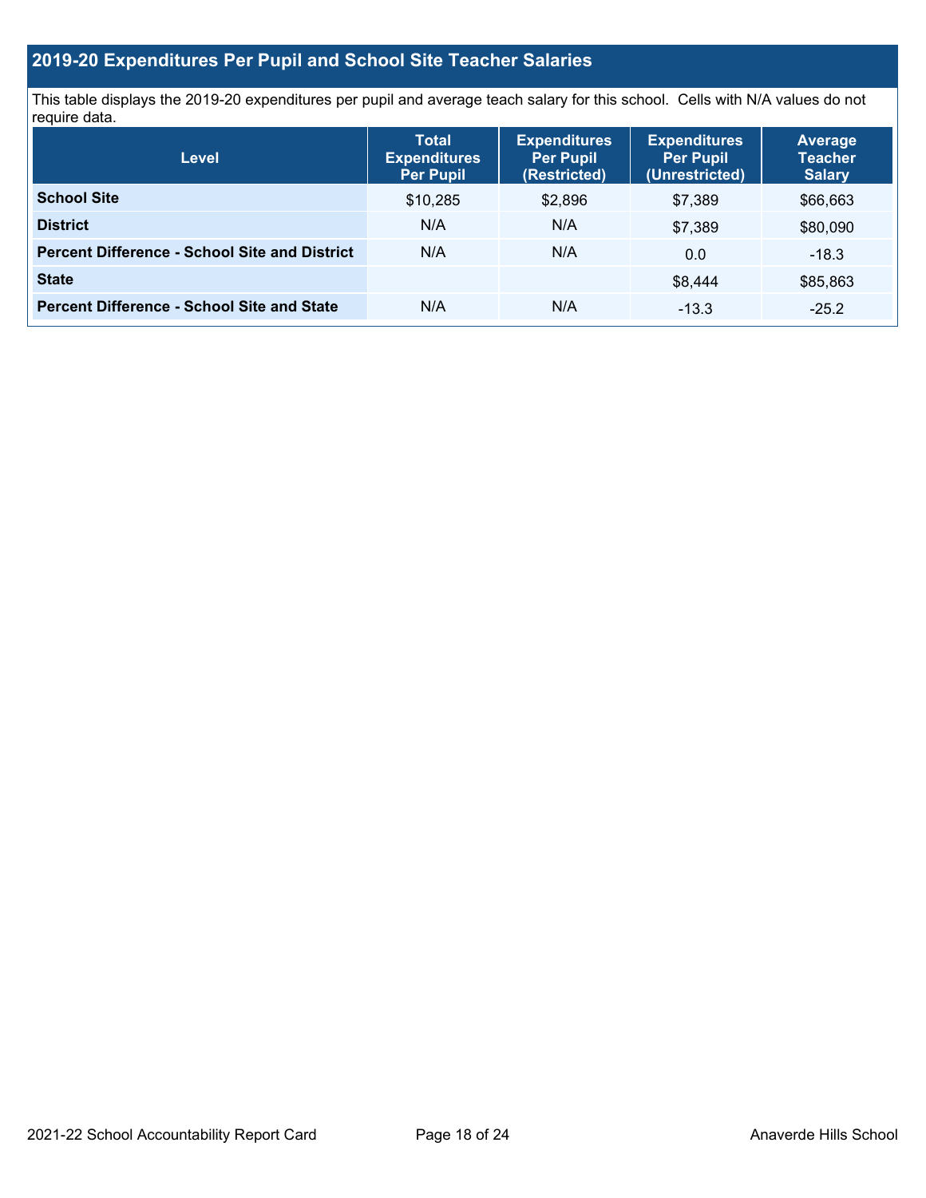## 2019-20 Expenditures Per Pupil and School Site Teacher Salaries

This table displays the 2019-20 expenditures per pupil and average teach salary for this school. Cells with N/A values do not require data.

| Level | Total Expenditures Per Pupil | Expenditures Per Pupil (Restricted) | Expenditures Per Pupil (Unrestricted) | Average Teacher Salary |
|---|---|---|---|---|
| **School Site** | $10,285 | $2,896 | $7,389 | $66,663 |
| **District** | N/A | N/A | $7,389 | $80,090 |
| **Percent Difference - School Site and District** | N/A | N/A | 0.0 | -18.3 |
| **State** | | | $8,444 | $85,863 |
| **Percent Difference - School Site and State** | N/A | N/A | -13.3 | -25.2 |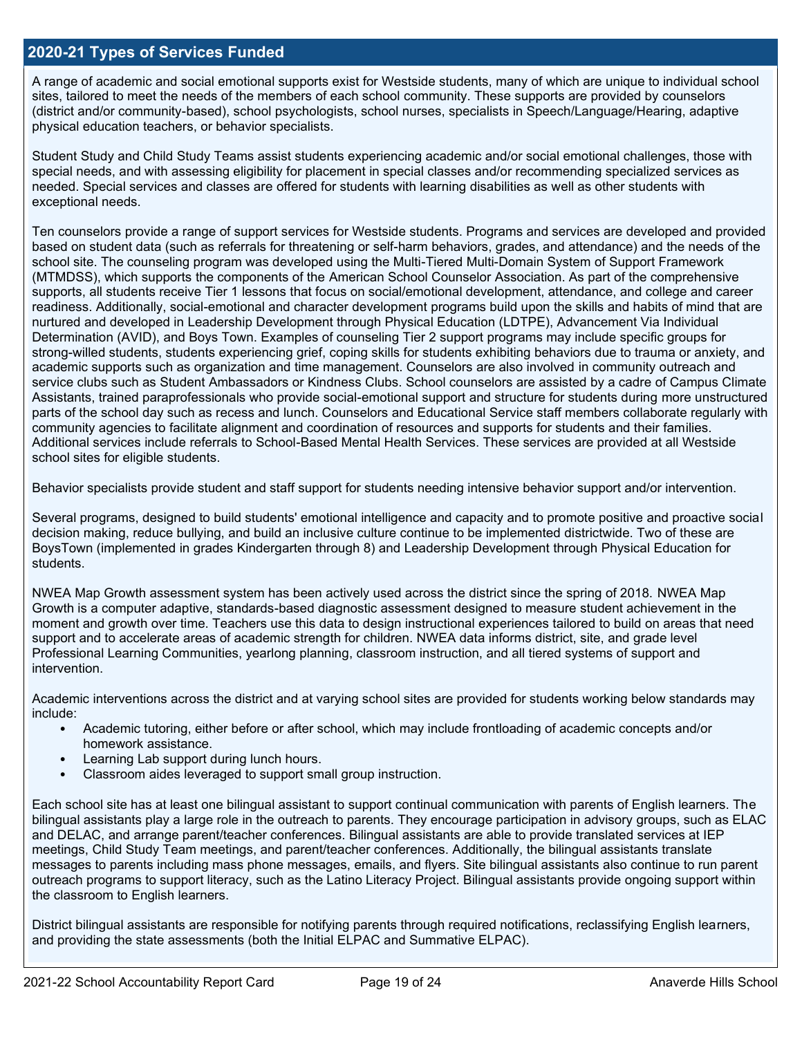## 2020-21 Types of Services Funded

A range of academic and social emotional supports exist for Westside students, many of which are unique to individual school sites, tailored to meet the needs of the members of each school community. These supports are provided by counselors (district and/or community-based), school psychologists, school nurses, specialists in Speech/Language/Hearing, adaptive physical education teachers, or behavior specialists.

Student Study and Child Study Teams assist students experiencing academic and/or social emotional challenges, those with special needs, and with assessing eligibility for placement in special classes and/or recommending specialized services as needed. Special services and classes are offered for students with learning disabilities as well as other students with exceptional needs.

Ten counselors provide a range of support services for Westside students. Programs and services are developed and provided based on student data (such as referrals for threatening or self-harm behaviors, grades, and attendance) and the needs of the school site. The counseling program was developed using the Multi-Tiered Multi-Domain System of Support Framework (MTMDSS), which supports the components of the American School Counselor Association. As part of the comprehensive supports, all students receive Tier 1 lessons that focus on social/emotional development, attendance, and college and career readiness. Additionally, social-emotional and character development programs build upon the skills and habits of mind that are nurtured and developed in Leadership Development through Physical Education (LDTPE), Advancement Via Individual Determination (AVID), and Boys Town. Examples of counseling Tier 2 support programs may include specific groups for strong-willed students, students experiencing grief, coping skills for students exhibiting behaviors due to trauma or anxiety, and academic supports such as organization and time management. Counselors are also involved in community outreach and service clubs such as Student Ambassadors or Kindness Clubs. School counselors are assisted by a cadre of Campus Climate Assistants, trained paraprofessionals who provide social-emotional support and structure for students during more unstructured parts of the school day such as recess and lunch. Counselors and Educational Service staff members collaborate regularly with community agencies to facilitate alignment and coordination of resources and supports for students and their families. Additional services include referrals to School-Based Mental Health Services. These services are provided at all Westside school sites for eligible students.

Behavior specialists provide student and staff support for students needing intensive behavior support and/or intervention.

Several programs, designed to build students' emotional intelligence and capacity and to promote positive and proactive social decision making, reduce bullying, and build an inclusive culture continue to be implemented districtwide. Two of these are BoysTown (implemented in grades Kindergarten through 8) and Leadership Development through Physical Education for students.

NWEA Map Growth assessment system has been actively used across the district since the spring of 2018. NWEA Map Growth is a computer adaptive, standards-based diagnostic assessment designed to measure student achievement in the moment and growth over time. Teachers use this data to design instructional experiences tailored to build on areas that need support and to accelerate areas of academic strength for children. NWEA data informs district, site, and grade level Professional Learning Communities, yearlong planning, classroom instruction, and all tiered systems of support and intervention.

Academic interventions across the district and at varying school sites are provided for students working below standards may include:

- Academic tutoring, either before or after school, which may include frontloading of academic concepts and/or homework assistance.
- Learning Lab support during lunch hours.
- Classroom aides leveraged to support small group instruction.

Each school site has at least one bilingual assistant to support continual communication with parents of English learners. The bilingual assistants play a large role in the outreach to parents. They encourage participation in advisory groups, such as ELAC and DELAC, and arrange parent/teacher conferences. Bilingual assistants are able to provide translated services at IEP meetings, Child Study Team meetings, and parent/teacher conferences. Additionally, the bilingual assistants translate messages to parents including mass phone messages, emails, and flyers. Site bilingual assistants also continue to run parent outreach programs to support literacy, such as the Latino Literacy Project. Bilingual assistants provide ongoing support within the classroom to English learners.

District bilingual assistants are responsible for notifying parents through required notifications, reclassifying English learners, and providing the state assessments (both the Initial ELPAC and Summative ELPAC).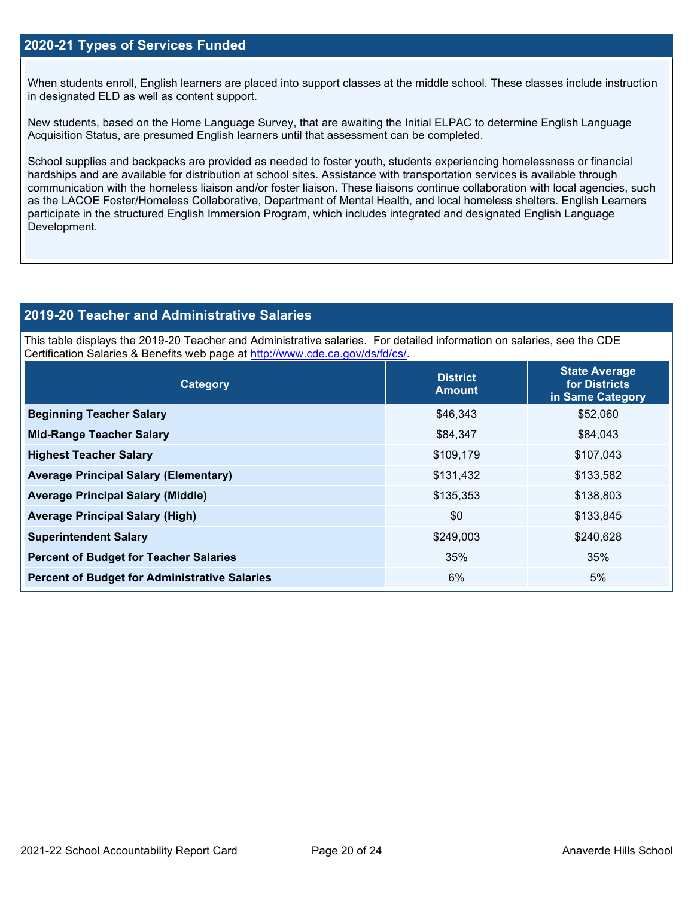## 2020-21 Types of Services Funded

When students enroll, English learners are placed into support classes at the middle school. These classes include instruction in designated ELD as well as content support.

New students, based on the Home Language Survey, that are awaiting the Initial ELPAC to determine English Language Acquisition Status, are presumed English learners until that assessment can be completed.

School supplies and backpacks are provided as needed to foster youth, students experiencing homelessness or financial hardships and are available for distribution at school sites. Assistance with transportation services is available through communication with the homeless liaison and/or foster liaison. These liaisons continue collaboration with local agencies, such as the LACOE Foster/Homeless Collaborative, Department of Mental Health, and local homeless shelters. English Learners participate in the structured English Immersion Program, which includes integrated and designated English Language Development.

## 2019-20 Teacher and Administrative Salaries

This table displays the 2019-20 Teacher and Administrative salaries. For detailed information on salaries, see the CDE Certification Salaries & Benefits web page at http://www.cde.ca.gov/ds/fd/cs/.

| Category | District Amount | State Average for Districts in Same Category |
|---|---|---|
| **Beginning Teacher Salary** | $46,343 | $52,060 |
| **Mid-Range Teacher Salary** | $84,347 | $84,043 |
| **Highest Teacher Salary** | $109,179 | $107,043 |
| **Average Principal Salary (Elementary)** | $131,432 | $133,582 |
| **Average Principal Salary (Middle)** | $135,353 | $138,803 |
| **Average Principal Salary (High)** | $0 | $133,845 |
| **Superintendent Salary** | $249,003 | $240,628 |
| **Percent of Budget for Teacher Salaries** | 35% | 35% |
| **Percent of Budget for Administrative Salaries** | 6% | 5% |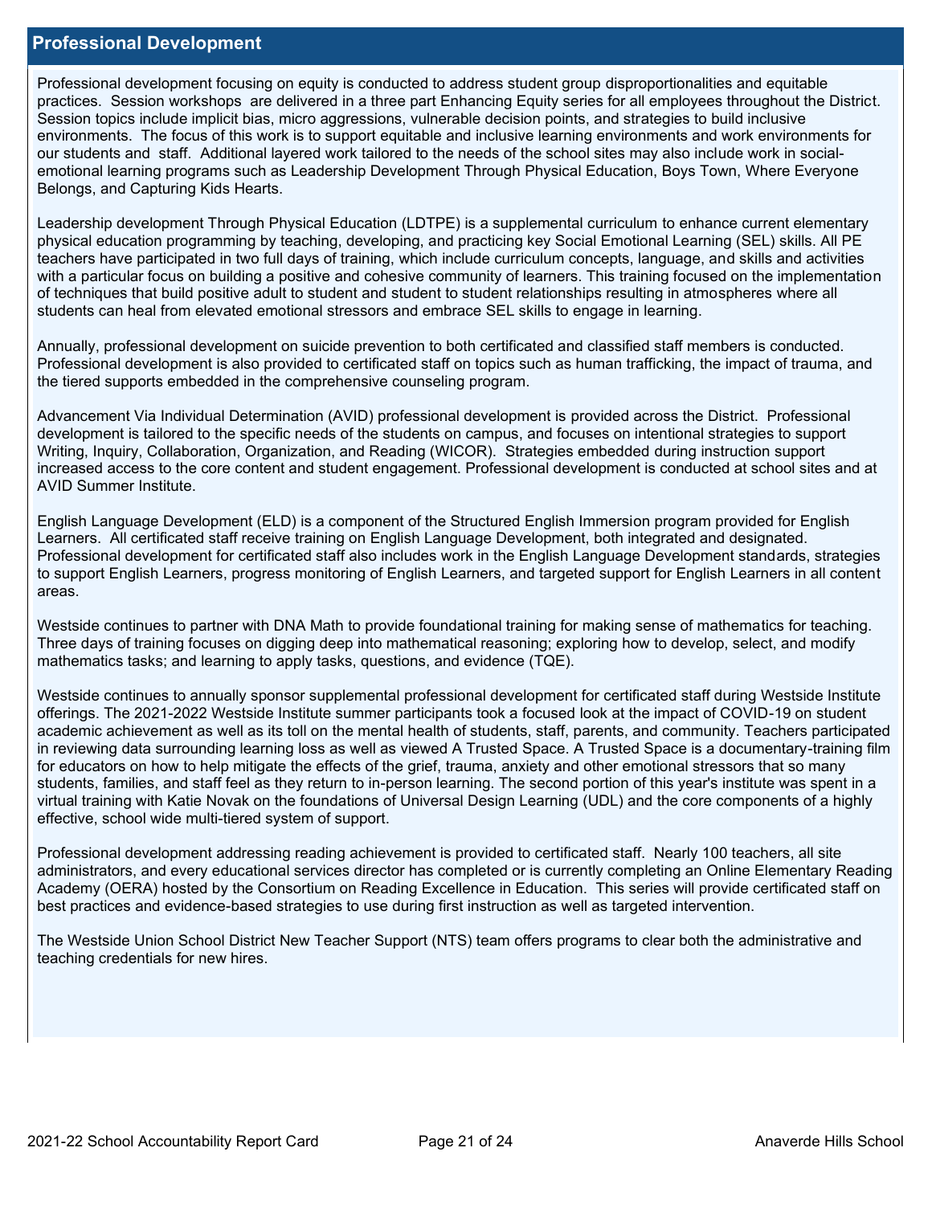## Professional Development

Professional development focusing on equity is conducted to address student group disproportionalities and equitable practices. Session workshops are delivered in a three part Enhancing Equity series for all employees throughout the District. Session topics include implicit bias, micro aggressions, vulnerable decision points, and strategies to build inclusive environments. The focus of this work is to support equitable and inclusive learning environments and work environments for our students and staff. Additional layered work tailored to the needs of the school sites may also include work in social-emotional learning programs such as Leadership Development Through Physical Education, Boys Town, Where Everyone Belongs, and Capturing Kids Hearts.

Leadership development Through Physical Education (LDTPE) is a supplemental curriculum to enhance current elementary physical education programming by teaching, developing, and practicing key Social Emotional Learning (SEL) skills. All PE teachers have participated in two full days of training, which include curriculum concepts, language, and skills and activities with a particular focus on building a positive and cohesive community of learners. This training focused on the implementation of techniques that build positive adult to student and student to student relationships resulting in atmospheres where all students can heal from elevated emotional stressors and embrace SEL skills to engage in learning.

Annually, professional development on suicide prevention to both certificated and classified staff members is conducted. Professional development is also provided to certificated staff on topics such as human trafficking, the impact of trauma, and the tiered supports embedded in the comprehensive counseling program.

Advancement Via Individual Determination (AVID) professional development is provided across the District. Professional development is tailored to the specific needs of the students on campus, and focuses on intentional strategies to support Writing, Inquiry, Collaboration, Organization, and Reading (WICOR). Strategies embedded during instruction support increased access to the core content and student engagement. Professional development is conducted at school sites and at AVID Summer Institute.

English Language Development (ELD) is a component of the Structured English Immersion program provided for English Learners. All certificated staff receive training on English Language Development, both integrated and designated. Professional development for certificated staff also includes work in the English Language Development standards, strategies to support English Learners, progress monitoring of English Learners, and targeted support for English Learners in all content areas.

Westside continues to partner with DNA Math to provide foundational training for making sense of mathematics for teaching. Three days of training focuses on digging deep into mathematical reasoning; exploring how to develop, select, and modify mathematics tasks; and learning to apply tasks, questions, and evidence (TQE).

Westside continues to annually sponsor supplemental professional development for certificated staff during Westside Institute offerings. The 2021-2022 Westside Institute summer participants took a focused look at the impact of COVID-19 on student academic achievement as well as its toll on the mental health of students, staff, parents, and community. Teachers participated in reviewing data surrounding learning loss as well as viewed A Trusted Space. A Trusted Space is a documentary-training film for educators on how to help mitigate the effects of the grief, trauma, anxiety and other emotional stressors that so many students, families, and staff feel as they return to in-person learning. The second portion of this year's institute was spent in a virtual training with Katie Novak on the foundations of Universal Design Learning (UDL) and the core components of a highly effective, school wide multi-tiered system of support.

Professional development addressing reading achievement is provided to certificated staff. Nearly 100 teachers, all site administrators, and every educational services director has completed or is currently completing an Online Elementary Reading Academy (OERA) hosted by the Consortium on Reading Excellence in Education. This series will provide certificated staff on best practices and evidence-based strategies to use during first instruction as well as targeted intervention.

The Westside Union School District New Teacher Support (NTS) team offers programs to clear both the administrative and teaching credentials for new hires.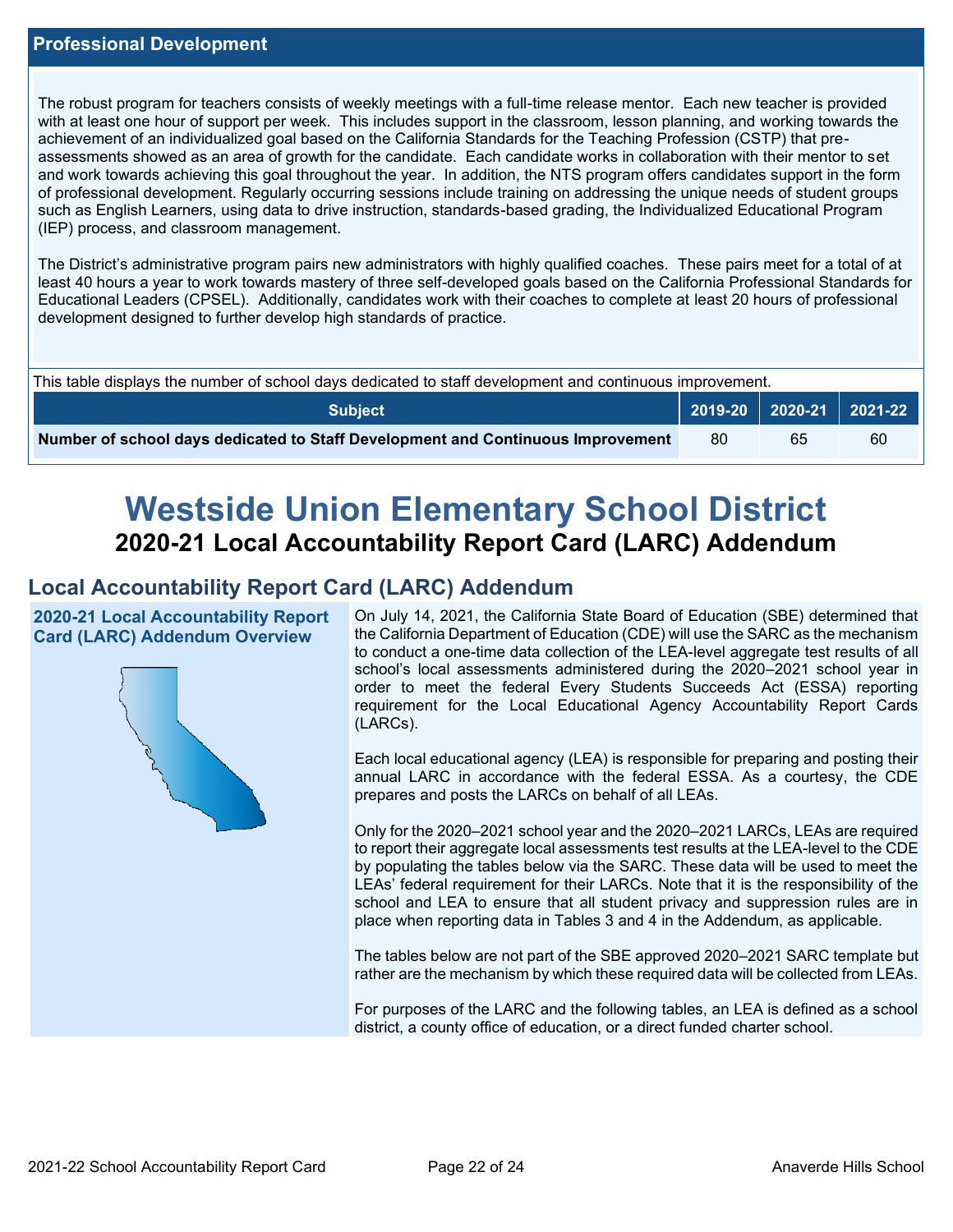## Professional Development

The robust program for teachers consists of weekly meetings with a full-time release mentor. Each new teacher is provided with at least one hour of support per week. This includes support in the classroom, lesson planning, and working towards the achievement of an individualized goal based on the California Standards for the Teaching Profession (CSTP) that pre-assessments showed as an area of growth for the candidate. Each candidate works in collaboration with their mentor to set and work towards achieving this goal throughout the year. In addition, the NTS program offers candidates support in the form of professional development. Regularly occurring sessions include training on addressing the unique needs of student groups such as English Learners, using data to drive instruction, standards-based grading, the Individualized Educational Program (IEP) process, and classroom management.

The District's administrative program pairs new administrators with highly qualified coaches. These pairs meet for a total of at least 40 hours a year to work towards mastery of three self-developed goals based on the California Professional Standards for Educational Leaders (CPSEL). Additionally, candidates work with their coaches to complete at least 20 hours of professional development designed to further develop high standards of practice.

This table displays the number of school days dedicated to staff development and continuous improvement.

| Subject | 2019-20 | 2020-21 | 2021-22 |
|---|---|---|---|
| Number of school days dedicated to Staff Development and Continuous Improvement | 80 | 65 | 60 |

# Westside Union Elementary School District

## 2020-21 Local Accountability Report Card (LARC) Addendum

## Local Accountability Report Card (LARC) Addendum

### 2020-21 Local Accountability Report Card (LARC) Addendum Overview

On July 14, 2021, the California State Board of Education (SBE) determined that the California Department of Education (CDE) will use the SARC as the mechanism to conduct a one-time data collection of the LEA-level aggregate test results of all school's local assessments administered during the 2020–2021 school year in order to meet the federal Every Students Succeeds Act (ESSA) reporting requirement for the Local Educational Agency Accountability Report Cards (LARCs).

Each local educational agency (LEA) is responsible for preparing and posting their annual LARC in accordance with the federal ESSA. As a courtesy, the CDE prepares and posts the LARCs on behalf of all LEAs.

Only for the 2020–2021 school year and the 2020–2021 LARCs, LEAs are required to report their aggregate local assessments test results at the LEA-level to the CDE by populating the tables below via the SARC. These data will be used to meet the LEAs' federal requirement for their LARCs. Note that it is the responsibility of the school and LEA to ensure that all student privacy and suppression rules are in place when reporting data in Tables 3 and 4 in the Addendum, as applicable.

The tables below are not part of the SBE approved 2020–2021 SARC template but rather are the mechanism by which these required data will be collected from LEAs.

For purposes of the LARC and the following tables, an LEA is defined as a school district, a county office of education, or a direct funded charter school.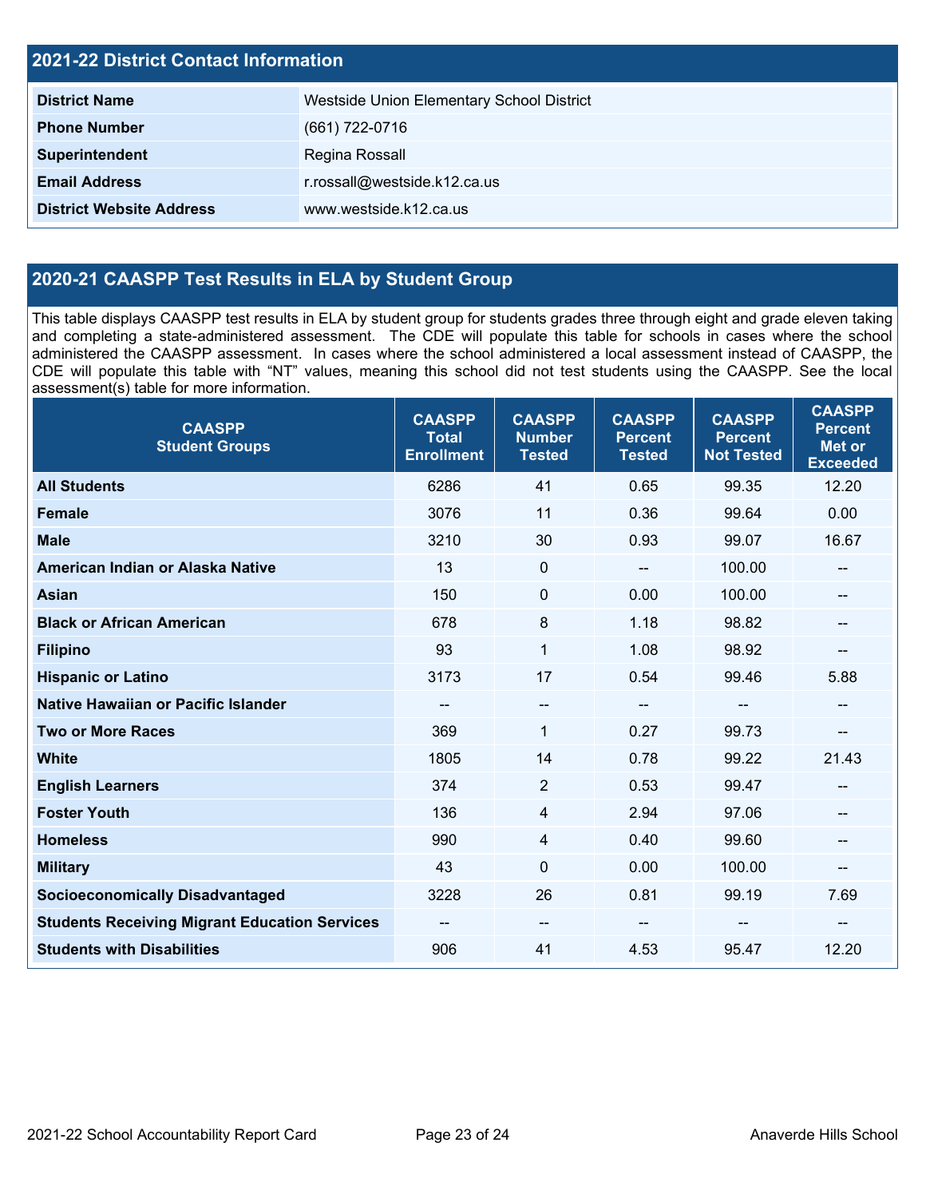## 2021-22 District Contact Information

| | |
|---|---|
| **District Name** | Westside Union Elementary School District |
| **Phone Number** | (661) 722-0716 |
| **Superintendent** | Regina Rossall |
| **Email Address** | r.rossall@westside.k12.ca.us |
| **District Website Address** | www.westside.k12.ca.us |

## 2020-21 CAASPP Test Results in ELA by Student Group

This table displays CAASPP test results in ELA by student group for students grades three through eight and grade eleven taking and completing a state-administered assessment. The CDE will populate this table for schools in cases where the school administered the CAASPP assessment. In cases where the school administered a local assessment instead of CAASPP, the CDE will populate this table with "NT" values, meaning this school did not test students using the CAASPP. See the local assessment(s) table for more information.

| CAASPP Student Groups | CAASPP Total Enrollment | CAASPP Number Tested | CAASPP Percent Tested | CAASPP Percent Not Tested | CAASPP Percent Met or Exceeded |
|---|---|---|---|---|---|
| **All Students** | 6286 | 41 | 0.65 | 99.35 | 12.20 |
| **Female** | 3076 | 11 | 0.36 | 99.64 | 0.00 |
| **Male** | 3210 | 30 | 0.93 | 99.07 | 16.67 |
| **American Indian or Alaska Native** | 13 | 0 | -- | 100.00 | -- |
| **Asian** | 150 | 0 | 0.00 | 100.00 | -- |
| **Black or African American** | 678 | 8 | 1.18 | 98.82 | -- |
| **Filipino** | 93 | 1 | 1.08 | 98.92 | -- |
| **Hispanic or Latino** | 3173 | 17 | 0.54 | 99.46 | 5.88 |
| **Native Hawaiian or Pacific Islander** | -- | -- | -- | -- | -- |
| **Two or More Races** | 369 | 1 | 0.27 | 99.73 | -- |
| **White** | 1805 | 14 | 0.78 | 99.22 | 21.43 |
| **English Learners** | 374 | 2 | 0.53 | 99.47 | -- |
| **Foster Youth** | 136 | 4 | 2.94 | 97.06 | -- |
| **Homeless** | 990 | 4 | 0.40 | 99.60 | -- |
| **Military** | 43 | 0 | 0.00 | 100.00 | -- |
| **Socioeconomically Disadvantaged** | 3228 | 26 | 0.81 | 99.19 | 7.69 |
| **Students Receiving Migrant Education Services** | -- | -- | -- | -- | -- |
| **Students with Disabilities** | 906 | 41 | 4.53 | 95.47 | 12.20 |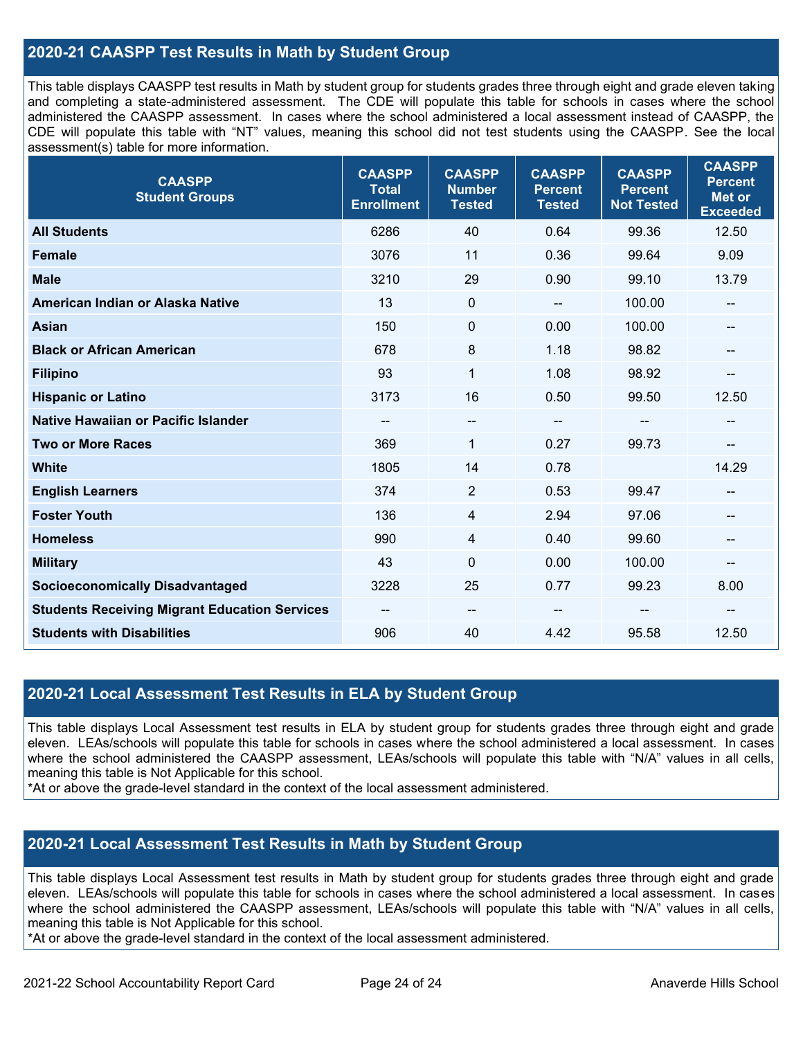## 2020-21 CAASPP Test Results in Math by Student Group

This table displays CAASPP test results in Math by student group for students grades three through eight and grade eleven taking and completing a state-administered assessment. The CDE will populate this table for schools in cases where the school administered the CAASPP assessment. In cases where the school administered a local assessment instead of CAASPP, the CDE will populate this table with "NT" values, meaning this school did not test students using the CAASPP. See the local assessment(s) table for more information.

| CAASPP Student Groups | CAASPP Total Enrollment | CAASPP Number Tested | CAASPP Percent Tested | CAASPP Percent Not Tested | CAASPP Percent Met or Exceeded |
|---|---|---|---|---|---|
| **All Students** | 6286 | 40 | 0.64 | 99.36 | 12.50 |
| **Female** | 3076 | 11 | 0.36 | 99.64 | 9.09 |
| **Male** | 3210 | 29 | 0.90 | 99.10 | 13.79 |
| **American Indian or Alaska Native** | 13 | 0 | -- | 100.00 | -- |
| **Asian** | 150 | 0 | 0.00 | 100.00 | -- |
| **Black or African American** | 678 | 8 | 1.18 | 98.82 | -- |
| **Filipino** | 93 | 1 | 1.08 | 98.92 | -- |
| **Hispanic or Latino** | 3173 | 16 | 0.50 | 99.50 | 12.50 |
| **Native Hawaiian or Pacific Islander** | -- | -- | -- | -- | -- |
| **Two or More Races** | 369 | 1 | 0.27 | 99.73 | -- |
| **White** | 1805 | 14 | 0.78 | | 14.29 |
| **English Learners** | 374 | 2 | 0.53 | 99.47 | -- |
| **Foster Youth** | 136 | 4 | 2.94 | 97.06 | -- |
| **Homeless** | 990 | 4 | 0.40 | 99.60 | -- |
| **Military** | 43 | 0 | 0.00 | 100.00 | -- |
| **Socioeconomically Disadvantaged** | 3228 | 25 | 0.77 | 99.23 | 8.00 |
| **Students Receiving Migrant Education Services** | -- | -- | -- | -- | -- |
| **Students with Disabilities** | 906 | 40 | 4.42 | 95.58 | 12.50 |

## 2020-21 Local Assessment Test Results in ELA by Student Group

This table displays Local Assessment test results in ELA by student group for students grades three through eight and grade eleven. LEAs/schools will populate this table for schools in cases where the school administered a local assessment. In cases where the school administered the CAASPP assessment, LEAs/schools will populate this table with "N/A" values in all cells, meaning this table is Not Applicable for this school.

*At or above the grade-level standard in the context of the local assessment administered.

## 2020-21 Local Assessment Test Results in Math by Student Group

This table displays Local Assessment test results in Math by student group for students grades three through eight and grade eleven. LEAs/schools will populate this table for schools in cases where the school administered a local assessment. In cases where the school administered the CAASPP assessment, LEAs/schools will populate this table with "N/A" values in all cells, meaning this table is Not Applicable for this school.

*At or above the grade-level standard in the context of the local assessment administered.